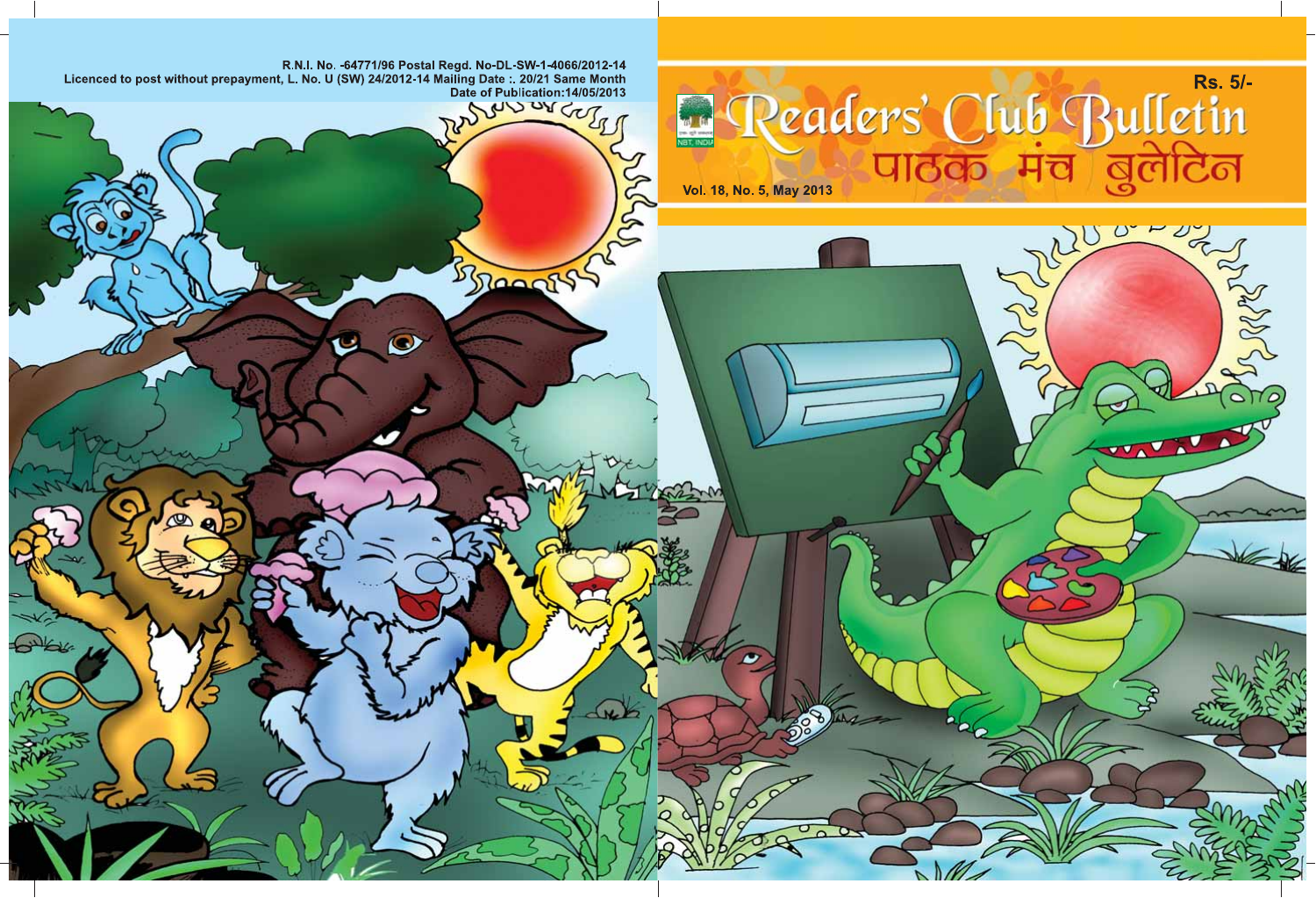R.N.I. No. -64771/96 Postal Regd. No-DL-SW-1-4066/2012-14
Licenced to post without prepayment, L. No. U (SW) 24/2012-14 Mailing Date :. 20/21 Same Month
Date of Publication:14/05/2013

Rs. 5/-

# Readers' Club Bulletin

# पाठक मंच बुलेटिन

Vol. 18, No. 5, May 2013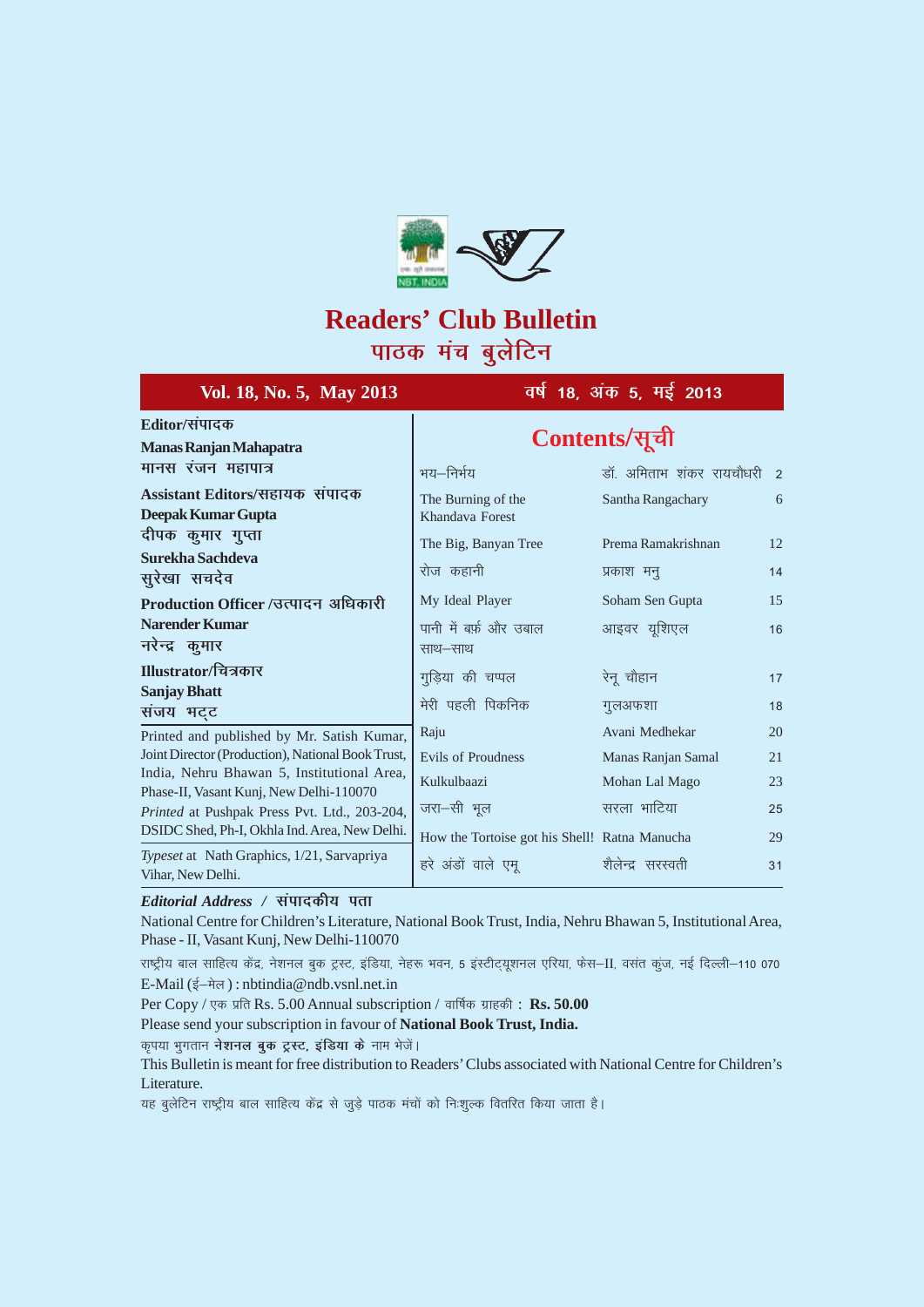# Readers' Club Bulletin
## पाठक मंच बुलेटिन

**Vol. 18, No. 5, May 2013** | **वर्ष 18, अंक 5, मई 2013**

**Editor/संपादक**
**Manas Ranjan Mahapatra**
**मानस रंजन महापात्र**

**Assistant Editors/सहायक संपादक**
**Deepak Kumar Gupta**
**दीपक कुमार गुप्ता**
**Surekha Sachdeva**
**सुरेखा सचदेव**

**Production Officer /उत्पादन अधिकारी**
**Narender Kumar**
**नरेन्द्र कुमार**

**Illustrator/चित्रकार**
**Sanjay Bhatt**
**संजय भट्ट**

Printed and published by Mr. Satish Kumar, Joint Director (Production), National Book Trust, India, Nehru Bhawan 5, Institutional Area, Phase-II, Vasant Kunj, New Delhi-110070

*Printed* at Pushpak Press Pvt. Ltd., 203-204, DSIDC Shed, Ph-I, Okhla Ind. Area, New Delhi.

*Typeset* at Nath Graphics, 1/21, Sarvapriya Vihar, New Delhi.

## Contents/सूची

| Title | Author | Page |
|---|---|---|
| भय–निर्भय | डॉ. अमिताभ शंकर रायचौधरी | 2 |
| The Burning of the Khandava Forest | Santha Rangachary | 6 |
| The Big, Banyan Tree | Prema Ramakrishnan | 12 |
| रोज कहानी | प्रकाश मनु | 14 |
| My Ideal Player | Soham Sen Gupta | 15 |
| पानी में बर्फ और उबाल साथ–साथ | आइवर यूशिएल | 16 |
| गुड़िया की चप्पल | रेनू चौहान | 17 |
| मेरी पहली पिकनिक | गुलअफशा | 18 |
| Raju | Avani Medhekar | 20 |
| Evils of Proudness | Manas Ranjan Samal | 21 |
| Kulkulbaazi | Mohan Lal Mago | 23 |
| जरा–सी भूल | सरला भाटिया | 25 |
| How the Tortoise got his Shell! | Ratna Manucha | 29 |
| हरे अंडों वाले एमू | शैलेन्द्र सरस्वती | 31 |

***Editorial Address* / संपादकीय पता**

National Centre for Children's Literature, National Book Trust, India, Nehru Bhawan 5, Institutional Area, Phase - II, Vasant Kunj, New Delhi-110070

राष्ट्रीय बाल साहित्य केंद्र, नेशनल बुक ट्रस्ट, इंडिया, नेहरू भवन, 5 इंस्टीट्यूशनल एरिया, फेस–II, वसंत कुंज, नई दिल्ली–110 070

E-Mail (ई–मेल) : nbtindia@ndb.vsnl.net.in

Per Copy / एक प्रति Rs. 5.00 Annual subscription / वार्षिक ग्राहकी : **Rs. 50.00**

Please send your subscription in favour of **National Book Trust, India.**

कृपया भुगतान **नेशनल बुक ट्रस्ट, इंडिया के** नाम भेजें।

This Bulletin is meant for free distribution to Readers' Clubs associated with National Centre for Children's Literature.

यह बुलेटिन राष्ट्रीय बाल साहित्य केंद्र से जुड़े पाठक मंचों को निःशुल्क वितरित किया जाता है।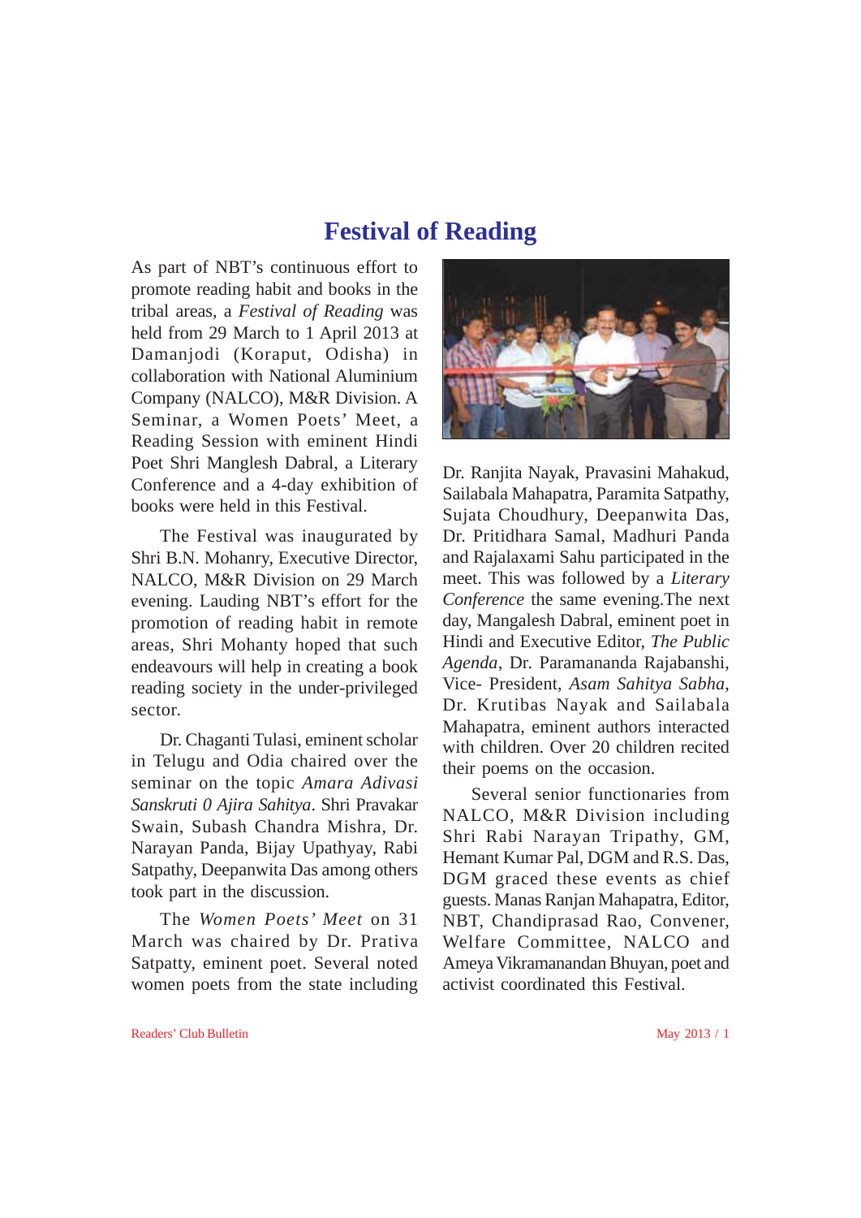# Festival of Reading

As part of NBT's continuous effort to promote reading habit and books in the tribal areas, a *Festival of Reading* was held from 29 March to 1 April 2013 at Damanjodi (Koraput, Odisha) in collaboration with National Aluminium Company (NALCO), M&R Division. A Seminar, a Women Poets' Meet, a Reading Session with eminent Hindi Poet Shri Manglesh Dabral, a Literary Conference and a 4-day exhibition of books were held in this Festival.

The Festival was inaugurated by Shri B.N. Mohanry, Executive Director, NALCO, M&R Division on 29 March evening. Lauding NBT's effort for the promotion of reading habit in remote areas, Shri Mohanty hoped that such endeavours will help in creating a book reading society in the under-privileged sector.

Dr. Chaganti Tulasi, eminent scholar in Telugu and Odia chaired over the seminar on the topic *Amara Adivasi Sanskruti 0 Ajira Sahitya*. Shri Pravakar Swain, Subash Chandra Mishra, Dr. Narayan Panda, Bijay Upathyay, Rabi Satpathy, Deepanwita Das among others took part in the discussion.

The *Women Poets' Meet* on 31 March was chaired by Dr. Prativa Satpatty, eminent poet. Several noted women poets from the state including Dr. Ranjita Nayak, Pravasini Mahakud, Sailabala Mahapatra, Paramita Satpathy, Sujata Choudhury, Deepanwita Das, Dr. Pritidhara Samal, Madhuri Panda and Rajalaxami Sahu participated in the meet. This was followed by a *Literary Conference* the same evening.The next day, Mangalesh Dabral, eminent poet in Hindi and Executive Editor, *The Public Agenda*, Dr. Paramananda Rajabanshi, Vice- President, *Asam Sahitya Sabha*, Dr. Krutibas Nayak and Sailabala Mahapatra, eminent authors interacted with children. Over 20 children recited their poems on the occasion.

Several senior functionaries from NALCO, M&R Division including Shri Rabi Narayan Tripathy, GM, Hemant Kumar Pal, DGM and R.S. Das, DGM graced these events as chief guests. Manas Ranjan Mahapatra, Editor, NBT, Chandiprasad Rao, Convener, Welfare Committee, NALCO and Ameya Vikramanandan Bhuyan, poet and activist coordinated this Festival.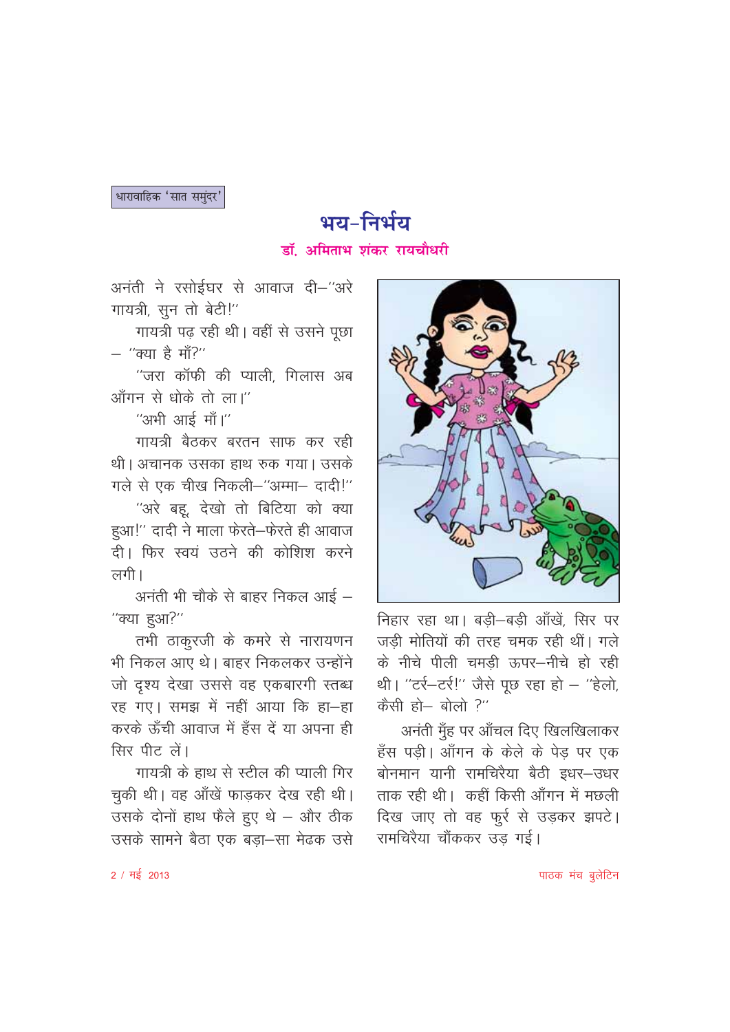धारावाहिक 'सात समुंदर'

# भय-निर्भय

## डॉ. अमिताभ शंकर रायचौधरी

अनंती ने रसोईघर से आवाज दी–"अरे गायत्री, सुन तो बेटी!"

गायत्री पढ़ रही थी। वहीं से उसने पूछा – "क्या है माँ?"

"जरा कॉफी की प्याली, गिलास अब आँगन से धोके तो ला।"

"अभी आई माँ।"

गायत्री बैठकर बरतन साफ कर रही थी। अचानक उसका हाथ रुक गया। उसके गले से एक चीख निकली–"अम्मा– दादी!"

"अरे बहू, देखो तो बिटिया को क्या हुआ!" दादी ने माला फेरते–फेरते ही आवाज दी। फिर स्वयं उठने की कोशिश करने लगी।

अनंती भी चौके से बाहर निकल आई – "क्या हुआ?"

तभी ठाकुरजी के कमरे से नारायणन भी निकल आए थे। बाहर निकलकर उन्होंने जो दृश्य देखा उससे वह एकबारगी स्तब्ध रह गए। समझ में नहीं आया कि हा–हा करके ऊँची आवाज में हँस दें या अपना ही सिर पीट लें।

गायत्री के हाथ से स्टील की प्याली गिर चुकी थी। वह आँखें फाड़कर देख रही थी। उसके दोनों हाथ फैले हुए थे – और ठीक उसके सामने बैठा एक बड़ा–सा मेढक उसे निहार रहा था। बड़ी–बड़ी आँखें, सिर पर जड़ी मोतियों की तरह चमक रही थीं। गले के नीचे पीली चमड़ी ऊपर–नीचे हो रही थी। "टर्र–टर्र!" जैसे पूछ रहा हो – "हेलो, कैसी हो– बोलो ?"

अनंती मुँह पर आँचल दिए खिलखिलाकर हँस पड़ी। आँगन के केले के पेड़ पर एक बोनमान यानी रामचिरैया बैठी इधर–उधर ताक रही थी। कहीं किसी आँगन में मछली दिख जाए तो वह फुर्र से उड़कर झपटे। रामचिरैया चौंककर उड़ गई।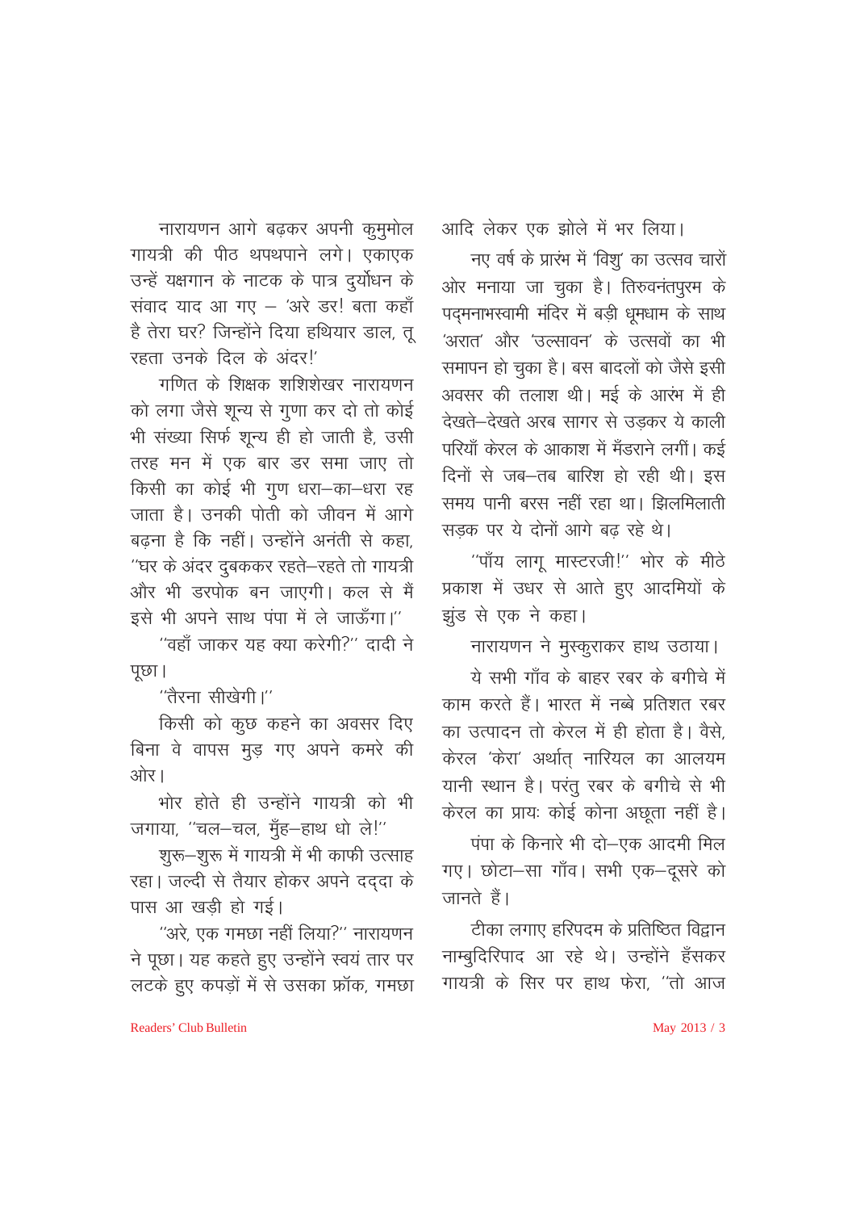नारायणन आगे बढ़कर अपनी कुमुमोल गायत्री की पीठ थपथपाने लगे। एकाएक उन्हें यक्षगान के नाटक के पात्र दुर्योधन के संवाद याद आ गए – 'अरे डर! बता कहाँ है तेरा घर? जिन्होंने दिया हथियार डाल, तू रहता उनके दिल के अंदर!'

गणित के शिक्षक शशिशेखर नारायणन को लगा जैसे शून्य से गुणा कर दो तो कोई भी संख्या सिर्फ शून्य ही हो जाती है, उसी तरह मन में एक बार डर समा जाए तो किसी का कोई भी गुण धरा–का–धरा रह जाता है। उनकी पोती को जीवन में आगे बढ़ना है कि नहीं। उन्होंने अनंती से कहा, ''घर के अंदर दुबककर रहते–रहते तो गायत्री और भी डरपोक बन जाएगी। कल से मैं इसे भी अपने साथ पंपा में ले जाऊँगा।''

''वहाँ जाकर यह क्या करेगी?'' दादी ने पूछा।

''तैरना सीखेगी।''

किसी को कुछ कहने का अवसर दिए बिना वे वापस मुड़ गए अपने कमरे की ओर।

भोर होते ही उन्होंने गायत्री को भी जगाया, ''चल–चल, मुँह–हाथ धो ले!''

शुरू–शुरू में गायत्री में भी काफी उत्साह रहा। जल्दी से तैयार होकर अपने दद्दा के पास आ खड़ी हो गई।

''अरे, एक गमछा नहीं लिया?'' नारायणन ने पूछा। यह कहते हुए उन्होंने स्वयं तार पर लटके हुए कपड़ों में से उसका फ्रॉक, गमछा आदि लेकर एक झोले में भर लिया।

नए वर्ष के प्रारंभ में 'विशु' का उत्सव चारों ओर मनाया जा चुका है। तिरुवनंतपुरम के पद्मनाभस्वामी मंदिर में बड़ी धूमधाम के साथ 'अरात' और 'उत्सावन' के उत्सवों का भी समापन हो चुका है। बस बादलों को जैसे इसी अवसर की तलाश थी। मई के आरंभ में ही देखते–देखते अरब सागर से उड़कर ये काली परियाँ केरल के आकाश में मँडराने लगीं। कई दिनों से जब–तब बारिश हो रही थी। इस समय पानी बरस नहीं रहा था। झिलमिलाती सड़क पर ये दोनों आगे बढ़ रहे थे।

''पाँय लागू मास्टरजी!'' भोर के मीठे प्रकाश में उधर से आते हुए आदमियों के झुंड से एक ने कहा।

नारायणन ने मुस्कुराकर हाथ उठाया।

ये सभी गाँव के बाहर रबर के बगीचे में काम करते हैं। भारत में नब्बे प्रतिशत रबर का उत्पादन तो केरल में ही होता है। वैसे, केरल 'केरा' अर्थात् नारियल का आलयम यानी स्थान है। परंतु रबर के बगीचे से भी केरल का प्रायः कोई कोना अछूता नहीं है।

पंपा के किनारे भी दो–एक आदमी मिल गए। छोटा–सा गाँव। सभी एक–दूसरे को जानते हैं।

टीका लगाए हरिपदम के प्रतिष्ठित विद्वान नाम्बुदिरिपाद आ रहे थे। उन्होंने हँसकर गायत्री के सिर पर हाथ फेरा, ''तो आज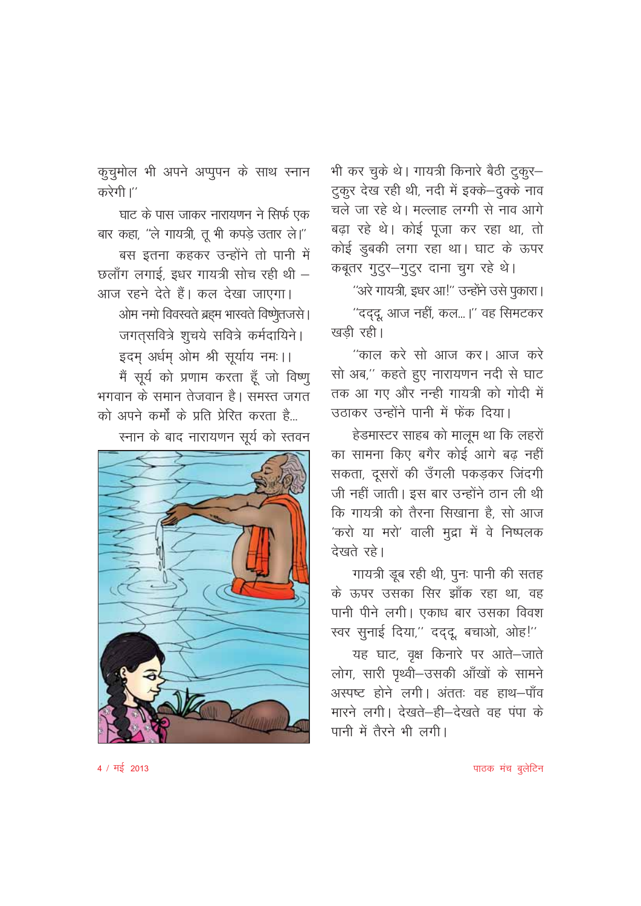कुचुमोल भी अपने अप्पुपन के साथ स्नान करेगी।''

घाट के पास जाकर नारायणन ने सिर्फ एक बार कहा, ''ले गायत्री, तू भी कपड़े उतार ले।''

बस इतना कहकर उन्होंने तो पानी में छलाँग लगाई, इधर गायत्री सोच रही थी – आज रहने देते हैं। कल देखा जाएगा।

ओम नमो विवस्वते ब्रह्म भास्वते विष्णुतजसे।
जगत्सवित्रे शुचये सवित्रे कर्मदायिने।
इदम् अर्धम् ओम श्री सूर्याय नमः।।

मैं सूर्य को प्रणाम करता हूँ जो विष्णु भगवान के समान तेजवान है। समस्त जगत को अपने कर्मों के प्रति प्रेरित करता है...

स्नान के बाद नारायणन सूर्य को स्तवन भी कर चुके थे। गायत्री किनारे बैठी टुकुर–टुकुर देख रही थी, नदी में इक्के–दुक्के नाव चले जा रहे थे। मल्लाह लग्गी से नाव आगे बढ़ा रहे थे। कोई पूजा कर रहा था, तो कोई डुबकी लगा रहा था। घाट के ऊपर कबूतर गुटुर–गुटुर दाना चुग रहे थे।

''अरे गायत्री, इधर आ!'' उन्होंने उसे पुकारा।

''दद्दू, आज नहीं, कल...।'' वह सिमटकर खड़ी रही।

''काल करे सो आज कर। आज करे सो अब,'' कहते हुए नारायणन नदी से घाट तक आ गए और नन्ही गायत्री को गोदी में उठाकर उन्होंने पानी में फेंक दिया।

हेडमास्टर साहब को मालूम था कि लहरों का सामना किए बगैर कोई आगे बढ़ नहीं सकता, दूसरों की उँगली पकड़कर जिंदगी जी नहीं जाती। इस बार उन्होंने ठान ली थी कि गायत्री को तैरना सिखाना है, सो आज 'करो या मरो' वाली मुद्रा में वे निष्पलक देखते रहे।

गायत्री डूब रही थी, पुनः पानी की सतह के ऊपर उसका सिर झाँक रहा था, वह पानी पीने लगी। एकाध बार उसका विवश स्वर सुनाई दिया,'' दद्दू, बचाओ, ओह!''

यह घाट, वृक्ष किनारे पर आते–जाते लोग, सारी पृथ्वी–उसकी आँखों के सामने अस्पष्ट होने लगी। अंततः वह हाथ–पाँव मारने लगी। देखते–ही–देखते वह पंपा के पानी में तैरने भी लगी।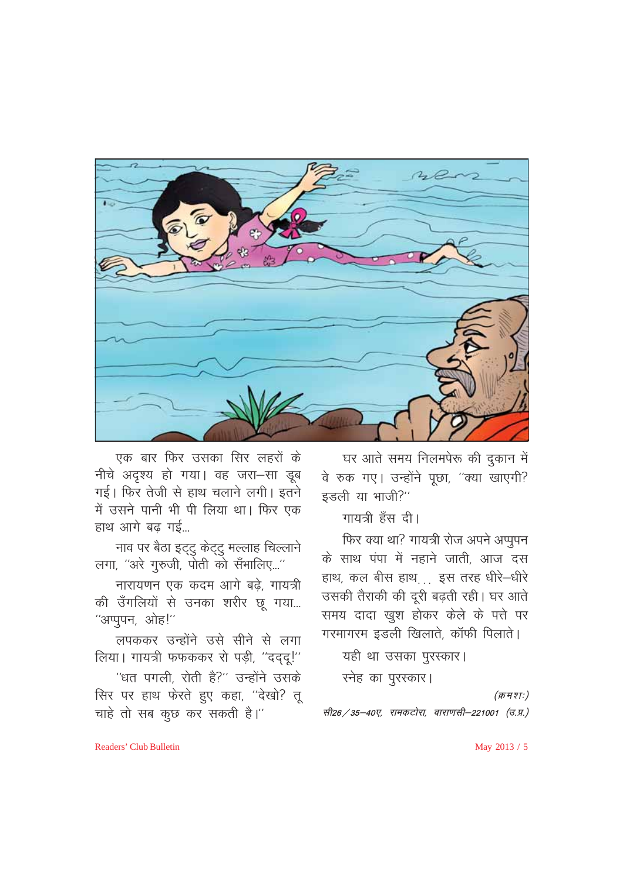एक बार फिर उसका सिर लहरों के नीचे अदृश्य हो गया। वह जरा–सा डूब गई। फिर तेजी से हाथ चलाने लगी। इतने में उसने पानी भी पी लिया था। फिर एक हाथ आगे बढ़ गई...

नाव पर बैठा इट्टु केट्टु मल्लाह चिल्लाने लगा, ''अरे गुरुजी, पोती को सँभालिए...''

नारायणन एक कदम आगे बढ़े, गायत्री की उँगलियों से उनका शरीर छू गया... ''अप्पुपन, ओह!''

लपककर उन्होंने उसे सीने से लगा लिया। गायत्री फफककर रो पड़ी, ''ददू!''

''धत पगली, रोती है?'' उन्होंने उसके सिर पर हाथ फेरते हुए कहा, ''देखो? तू चाहे तो सब कुछ कर सकती है।''

घर आते समय निलमपेरू की दुकान में वे रुक गए। उन्होंने पूछा, ''क्या खाएगी? इडली या भाजी?''

गायत्री हँस दी।

फिर क्या था? गायत्री रोज अपने अप्पुपन के साथ पंपा में नहाने जाती, आज दस हाथ, कल बीस हाथ... इस तरह धीरे–धीरे उसकी तैराकी की दूरी बढ़ती रही। घर आते समय दादा खुश होकर केले के पत्ते पर गरमागरम इडली खिलाते, कॉफी पिलाते।

यही था उसका पुरस्कार।

स्नेह का पुरस्कार।

*(क्रमशः)*

*सी26/35–40ए, रामकटोरा, वाराणसी–221001 (उ.प्र.)*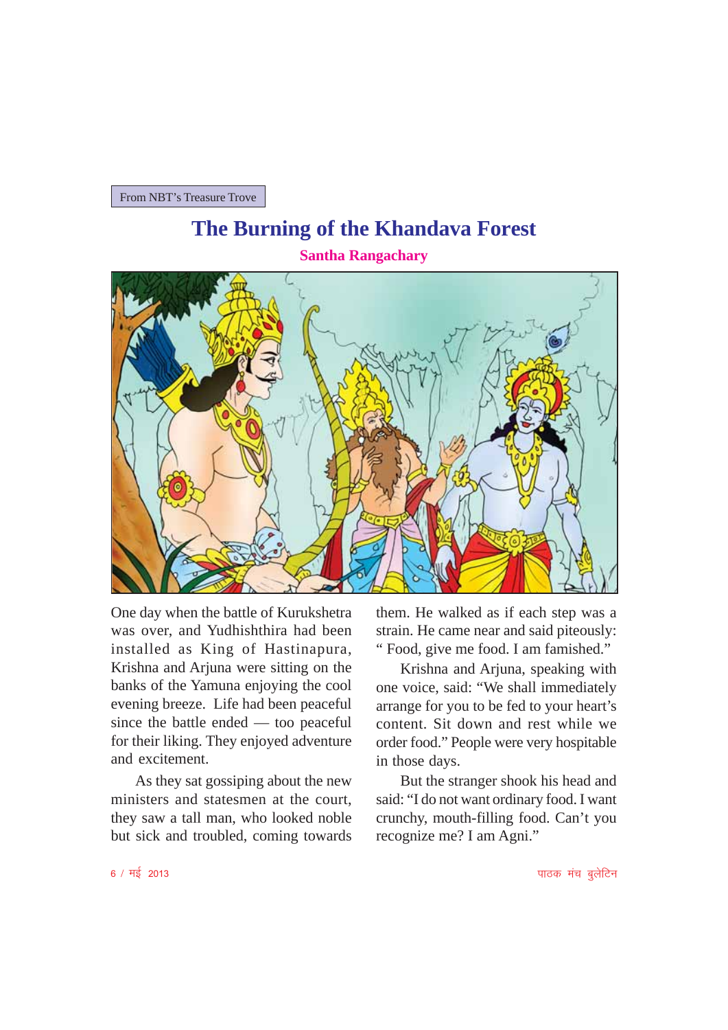From NBT's Treasure Trove

# The Burning of the Khandava Forest

**Santha Rangachary**

One day when the battle of Kurukshetra was over, and Yudhishthira had been installed as King of Hastinapura, Krishna and Arjuna were sitting on the banks of the Yamuna enjoying the cool evening breeze. Life had been peaceful since the battle ended — too peaceful for their liking. They enjoyed adventure and excitement.

As they sat gossiping about the new ministers and statesmen at the court, they saw a tall man, who looked noble but sick and troubled, coming towards them. He walked as if each step was a strain. He came near and said piteously: " Food, give me food. I am famished."

Krishna and Arjuna, speaking with one voice, said: "We shall immediately arrange for you to be fed to your heart's content. Sit down and rest while we order food." People were very hospitable in those days.

But the stranger shook his head and said: "I do not want ordinary food. I want crunchy, mouth-filling food. Can't you recognize me? I am Agni."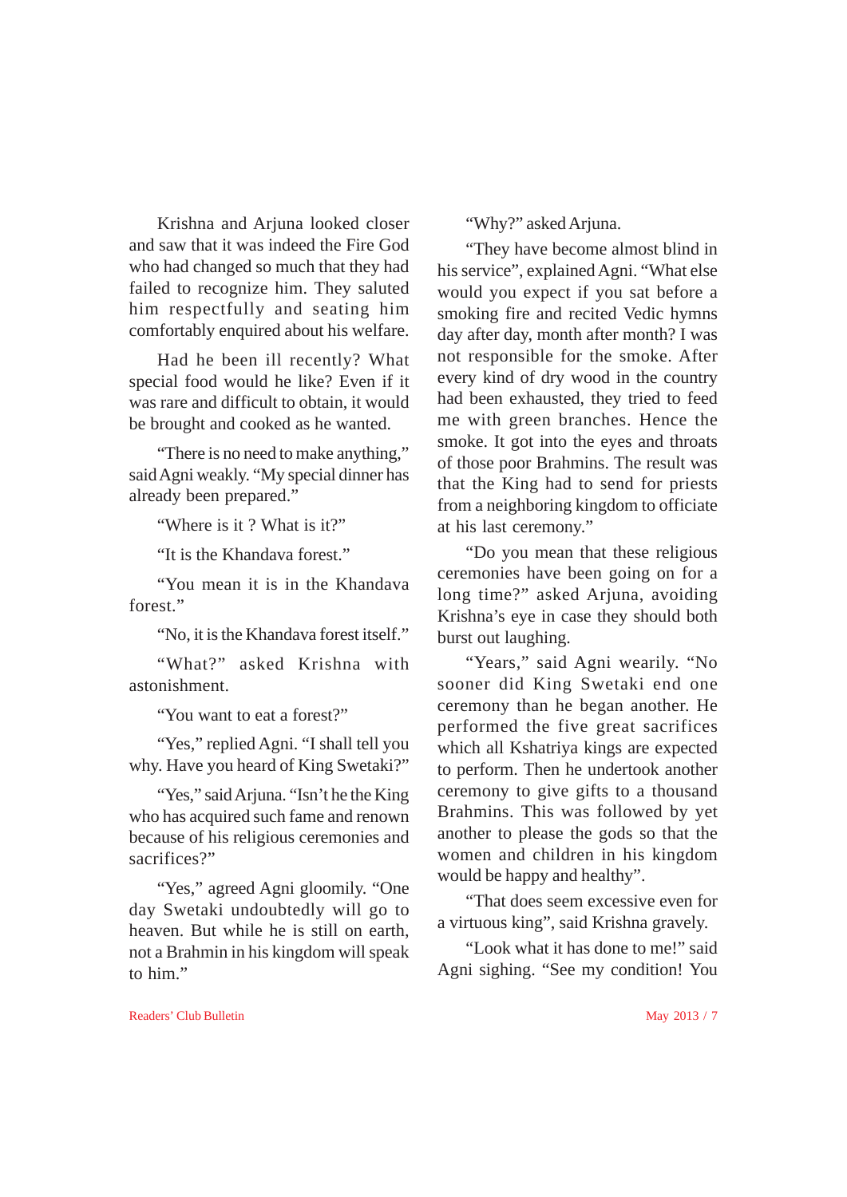Krishna and Arjuna looked closer and saw that it was indeed the Fire God who had changed so much that they had failed to recognize him. They saluted him respectfully and seating him comfortably enquired about his welfare.

Had he been ill recently? What special food would he like? Even if it was rare and difficult to obtain, it would be brought and cooked as he wanted.

"There is no need to make anything," said Agni weakly. "My special dinner has already been prepared."

"Where is it ? What is it?"

"It is the Khandava forest."

"You mean it is in the Khandava forest."

"No, it is the Khandava forest itself."

"What?" asked Krishna with astonishment.

"You want to eat a forest?"

"Yes," replied Agni. "I shall tell you why. Have you heard of King Swetaki?"

"Yes," said Arjuna. "Isn't he the King who has acquired such fame and renown because of his religious ceremonies and sacrifices?"

"Yes," agreed Agni gloomily. "One day Swetaki undoubtedly will go to heaven. But while he is still on earth, not a Brahmin in his kingdom will speak to him."

"Why?" asked Arjuna.

"They have become almost blind in his service", explained Agni. "What else would you expect if you sat before a smoking fire and recited Vedic hymns day after day, month after month? I was not responsible for the smoke. After every kind of dry wood in the country had been exhausted, they tried to feed me with green branches. Hence the smoke. It got into the eyes and throats of those poor Brahmins. The result was that the King had to send for priests from a neighboring kingdom to officiate at his last ceremony."

"Do you mean that these religious ceremonies have been going on for a long time?" asked Arjuna, avoiding Krishna's eye in case they should both burst out laughing.

"Years," said Agni wearily. "No sooner did King Swetaki end one ceremony than he began another. He performed the five great sacrifices which all Kshatriya kings are expected to perform. Then he undertook another ceremony to give gifts to a thousand Brahmins. This was followed by yet another to please the gods so that the women and children in his kingdom would be happy and healthy".

"That does seem excessive even for a virtuous king", said Krishna gravely.

"Look what it has done to me!" said Agni sighing. "See my condition! You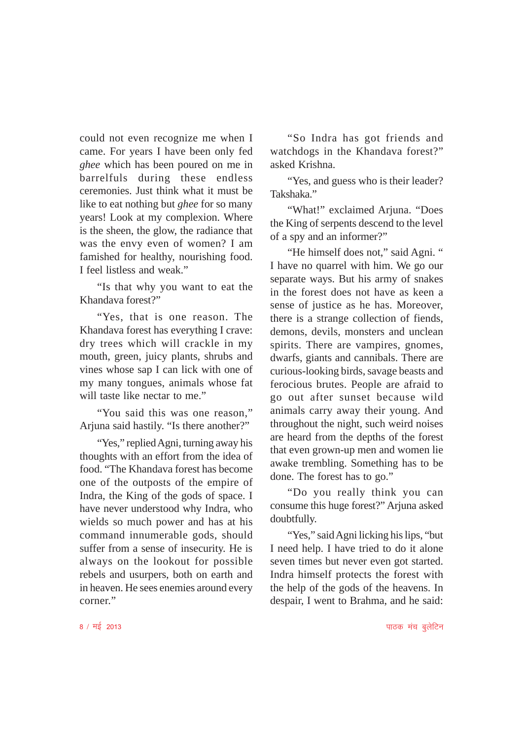could not even recognize me when I came. For years I have been only fed *ghee* which has been poured on me in barrelfuls during these endless ceremonies. Just think what it must be like to eat nothing but *ghee* for so many years! Look at my complexion. Where is the sheen, the glow, the radiance that was the envy even of women? I am famished for healthy, nourishing food. I feel listless and weak."

"Is that why you want to eat the Khandava forest?"

"Yes, that is one reason. The Khandava forest has everything I crave: dry trees which will crackle in my mouth, green, juicy plants, shrubs and vines whose sap I can lick with one of my many tongues, animals whose fat will taste like nectar to me."

"You said this was one reason," Arjuna said hastily. "Is there another?"

"Yes," replied Agni, turning away his thoughts with an effort from the idea of food. "The Khandava forest has become one of the outposts of the empire of Indra, the King of the gods of space. I have never understood why Indra, who wields so much power and has at his command innumerable gods, should suffer from a sense of insecurity. He is always on the lookout for possible rebels and usurpers, both on earth and in heaven. He sees enemies around every corner."

"So Indra has got friends and watchdogs in the Khandava forest?" asked Krishna.

"Yes, and guess who is their leader? Takshaka."

"What!" exclaimed Arjuna. "Does the King of serpents descend to the level of a spy and an informer?"

"He himself does not," said Agni. " I have no quarrel with him. We go our separate ways. But his army of snakes in the forest does not have as keen a sense of justice as he has. Moreover, there is a strange collection of fiends, demons, devils, monsters and unclean spirits. There are vampires, gnomes, dwarfs, giants and cannibals. There are curious-looking birds, savage beasts and ferocious brutes. People are afraid to go out after sunset because wild animals carry away their young. And throughout the night, such weird noises are heard from the depths of the forest that even grown-up men and women lie awake trembling. Something has to be done. The forest has to go."

"Do you really think you can consume this huge forest?" Arjuna asked doubtfully.

"Yes," said Agni licking his lips, "but I need help. I have tried to do it alone seven times but never even got started. Indra himself protects the forest with the help of the gods of the heavens. In despair, I went to Brahma, and he said: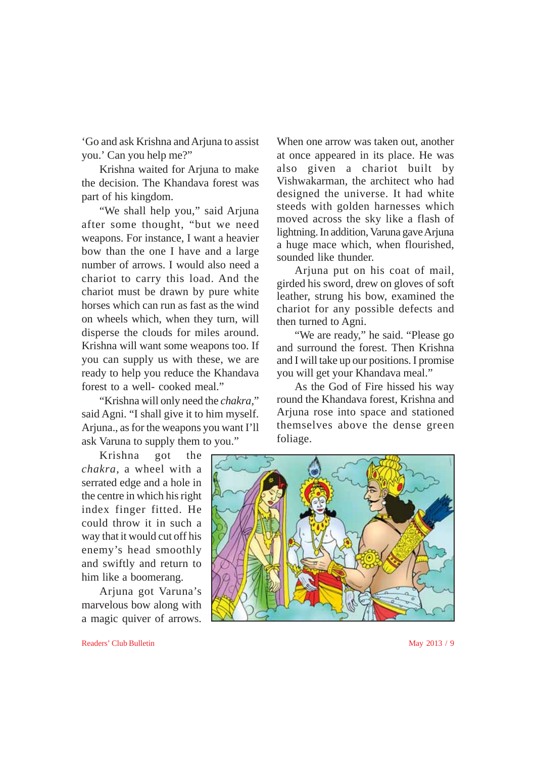'Go and ask Krishna and Arjuna to assist you.' Can you help me?"

Krishna waited for Arjuna to make the decision. The Khandava forest was part of his kingdom.

"We shall help you," said Arjuna after some thought, "but we need weapons. For instance, I want a heavier bow than the one I have and a large number of arrows. I would also need a chariot to carry this load. And the chariot must be drawn by pure white horses which can run as fast as the wind on wheels which, when they turn, will disperse the clouds for miles around. Krishna will want some weapons too. If you can supply us with these, we are ready to help you reduce the Khandava forest to a well- cooked meal."

"Krishna will only need the *chakra*," said Agni. "I shall give it to him myself. Arjuna., as for the weapons you want I'll ask Varuna to supply them to you."

Krishna got the *chakra*, a wheel with a serrated edge and a hole in the centre in which his right index finger fitted. He could throw it in such a way that it would cut off his enemy's head smoothly and swiftly and return to him like a boomerang.

Arjuna got Varuna's marvelous bow along with a magic quiver of arrows. When one arrow was taken out, another at once appeared in its place. He was also given a chariot built by Vishwakarman, the architect who had designed the universe. It had white steeds with golden harnesses which moved across the sky like a flash of lightning. In addition, Varuna gave Arjuna a huge mace which, when flourished, sounded like thunder.

Arjuna put on his coat of mail, girded his sword, drew on gloves of soft leather, strung his bow, examined the chariot for any possible defects and then turned to Agni.

"We are ready," he said. "Please go and surround the forest. Then Krishna and I will take up our positions. I promise you will get your Khandava meal."

As the God of Fire hissed his way round the Khandava forest, Krishna and Arjuna rose into space and stationed themselves above the dense green foliage.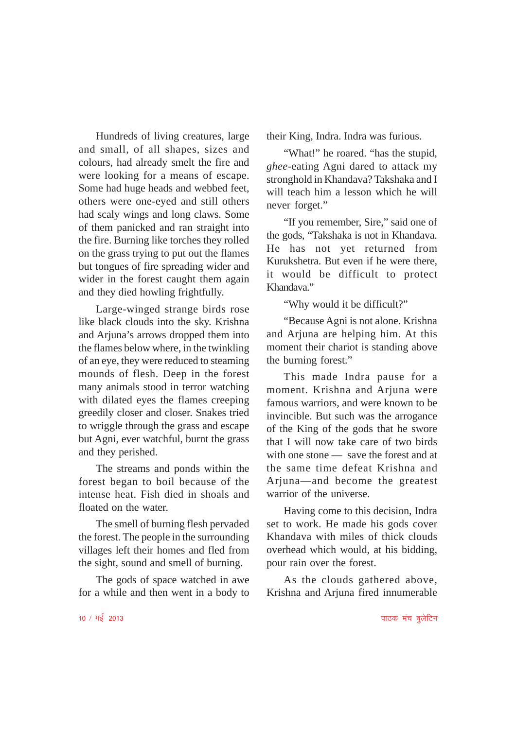Hundreds of living creatures, large and small, of all shapes, sizes and colours, had already smelt the fire and were looking for a means of escape. Some had huge heads and webbed feet, others were one-eyed and still others had scaly wings and long claws. Some of them panicked and ran straight into the fire. Burning like torches they rolled on the grass trying to put out the flames but tongues of fire spreading wider and wider in the forest caught them again and they died howling frightfully.

Large-winged strange birds rose like black clouds into the sky. Krishna and Arjuna's arrows dropped them into the flames below where, in the twinkling of an eye, they were reduced to steaming mounds of flesh. Deep in the forest many animals stood in terror watching with dilated eyes the flames creeping greedily closer and closer. Snakes tried to wriggle through the grass and escape but Agni, ever watchful, burnt the grass and they perished.

The streams and ponds within the forest began to boil because of the intense heat. Fish died in shoals and floated on the water.

The smell of burning flesh pervaded the forest. The people in the surrounding villages left their homes and fled from the sight, sound and smell of burning.

The gods of space watched in awe for a while and then went in a body to their King, Indra. Indra was furious.

"What!" he roared. "has the stupid, *ghee*-eating Agni dared to attack my stronghold in Khandava? Takshaka and I will teach him a lesson which he will never forget."

"If you remember, Sire," said one of the gods, "Takshaka is not in Khandava. He has not yet returned from Kurukshetra. But even if he were there, it would be difficult to protect Khandava."

"Why would it be difficult?"

"Because Agni is not alone. Krishna and Arjuna are helping him. At this moment their chariot is standing above the burning forest."

This made Indra pause for a moment. Krishna and Arjuna were famous warriors, and were known to be invincible. But such was the arrogance of the King of the gods that he swore that I will now take care of two birds with one stone — save the forest and at the same time defeat Krishna and Arjuna—and become the greatest warrior of the universe.

Having come to this decision, Indra set to work. He made his gods cover Khandava with miles of thick clouds overhead which would, at his bidding, pour rain over the forest.

As the clouds gathered above, Krishna and Arjuna fired innumerable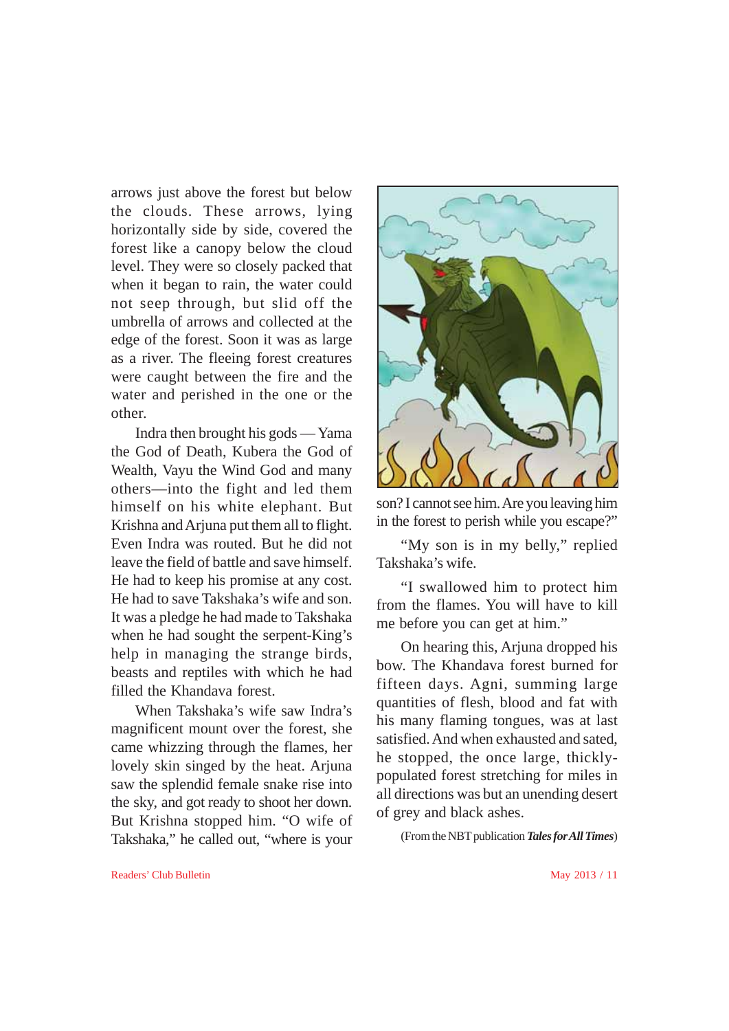arrows just above the forest but below the clouds. These arrows, lying horizontally side by side, covered the forest like a canopy below the cloud level. They were so closely packed that when it began to rain, the water could not seep through, but slid off the umbrella of arrows and collected at the edge of the forest. Soon it was as large as a river. The fleeing forest creatures were caught between the fire and the water and perished in the one or the other.

Indra then brought his gods — Yama the God of Death, Kubera the God of Wealth, Vayu the Wind God and many others—into the fight and led them himself on his white elephant. But Krishna and Arjuna put them all to flight. Even Indra was routed. But he did not leave the field of battle and save himself. He had to keep his promise at any cost. He had to save Takshaka's wife and son. It was a pledge he had made to Takshaka when he had sought the serpent-King's help in managing the strange birds, beasts and reptiles with which he had filled the Khandava forest.

When Takshaka's wife saw Indra's magnificent mount over the forest, she came whizzing through the flames, her lovely skin singed by the heat. Arjuna saw the splendid female snake rise into the sky, and got ready to shoot her down. But Krishna stopped him. "O wife of Takshaka," he called out, "where is your son? I cannot see him. Are you leaving him in the forest to perish while you escape?"

"My son is in my belly," replied Takshaka's wife.

"I swallowed him to protect him from the flames. You will have to kill me before you can get at him."

On hearing this, Arjuna dropped his bow. The Khandava forest burned for fifteen days. Agni, summing large quantities of flesh, blood and fat with his many flaming tongues, was at last satisfied. And when exhausted and sated, he stopped, the once large, thickly-populated forest stretching for miles in all directions was but an unending desert of grey and black ashes.

(From the NBT publication ***Tales for All Times***)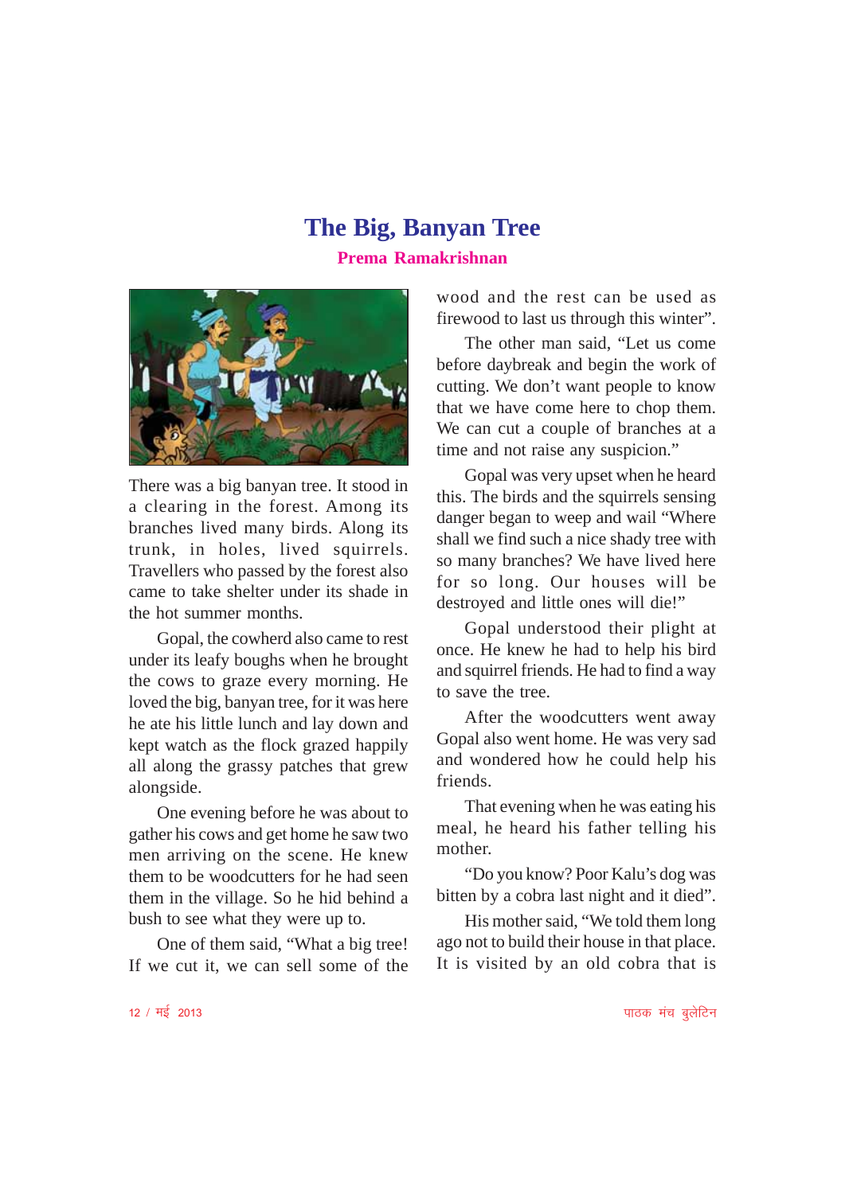# The Big, Banyan Tree

**Prema Ramakrishnan**

There was a big banyan tree. It stood in a clearing in the forest. Among its branches lived many birds. Along its trunk, in holes, lived squirrels. Travellers who passed by the forest also came to take shelter under its shade in the hot summer months.

Gopal, the cowherd also came to rest under its leafy boughs when he brought the cows to graze every morning. He loved the big, banyan tree, for it was here he ate his little lunch and lay down and kept watch as the flock grazed happily all along the grassy patches that grew alongside.

One evening before he was about to gather his cows and get home he saw two men arriving on the scene. He knew them to be woodcutters for he had seen them in the village. So he hid behind a bush to see what they were up to.

One of them said, "What a big tree! If we cut it, we can sell some of the wood and the rest can be used as firewood to last us through this winter".

The other man said, "Let us come before daybreak and begin the work of cutting. We don't want people to know that we have come here to chop them. We can cut a couple of branches at a time and not raise any suspicion."

Gopal was very upset when he heard this. The birds and the squirrels sensing danger began to weep and wail "Where shall we find such a nice shady tree with so many branches? We have lived here for so long. Our houses will be destroyed and little ones will die!"

Gopal understood their plight at once. He knew he had to help his bird and squirrel friends. He had to find a way to save the tree.

After the woodcutters went away Gopal also went home. He was very sad and wondered how he could help his friends.

That evening when he was eating his meal, he heard his father telling his mother.

"Do you know? Poor Kalu's dog was bitten by a cobra last night and it died".

His mother said, "We told them long ago not to build their house in that place. It is visited by an old cobra that is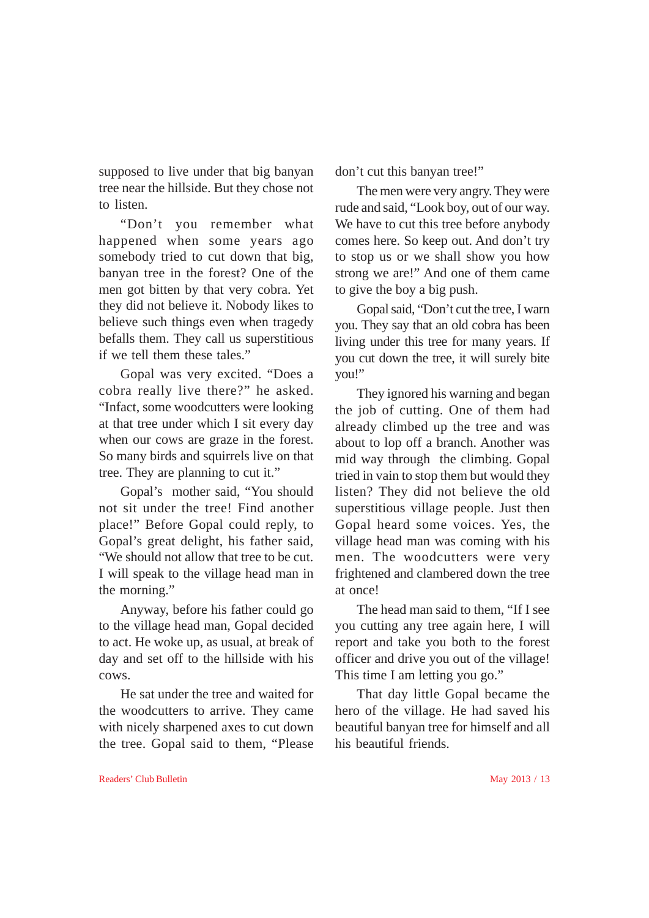supposed to live under that big banyan tree near the hillside. But they chose not to listen.

"Don't you remember what happened when some years ago somebody tried to cut down that big, banyan tree in the forest? One of the men got bitten by that very cobra. Yet they did not believe it. Nobody likes to believe such things even when tragedy befalls them. They call us superstitious if we tell them these tales."

Gopal was very excited. "Does a cobra really live there?" he asked. "Infact, some woodcutters were looking at that tree under which I sit every day when our cows are graze in the forest. So many birds and squirrels live on that tree. They are planning to cut it."

Gopal's mother said, "You should not sit under the tree! Find another place!" Before Gopal could reply, to Gopal's great delight, his father said, "We should not allow that tree to be cut. I will speak to the village head man in the morning."

Anyway, before his father could go to the village head man, Gopal decided to act. He woke up, as usual, at break of day and set off to the hillside with his cows.

He sat under the tree and waited for the woodcutters to arrive. They came with nicely sharpened axes to cut down the tree. Gopal said to them, "Please don't cut this banyan tree!"

The men were very angry. They were rude and said, "Look boy, out of our way. We have to cut this tree before anybody comes here. So keep out. And don't try to stop us or we shall show you how strong we are!" And one of them came to give the boy a big push.

Gopal said, "Don't cut the tree, I warn you. They say that an old cobra has been living under this tree for many years. If you cut down the tree, it will surely bite you!"

They ignored his warning and began the job of cutting. One of them had already climbed up the tree and was about to lop off a branch. Another was mid way through the climbing. Gopal tried in vain to stop them but would they listen? They did not believe the old superstitious village people. Just then Gopal heard some voices. Yes, the village head man was coming with his men. The woodcutters were very frightened and clambered down the tree at once!

The head man said to them, "If I see you cutting any tree again here, I will report and take you both to the forest officer and drive you out of the village! This time I am letting you go."

That day little Gopal became the hero of the village. He had saved his beautiful banyan tree for himself and all his beautiful friends.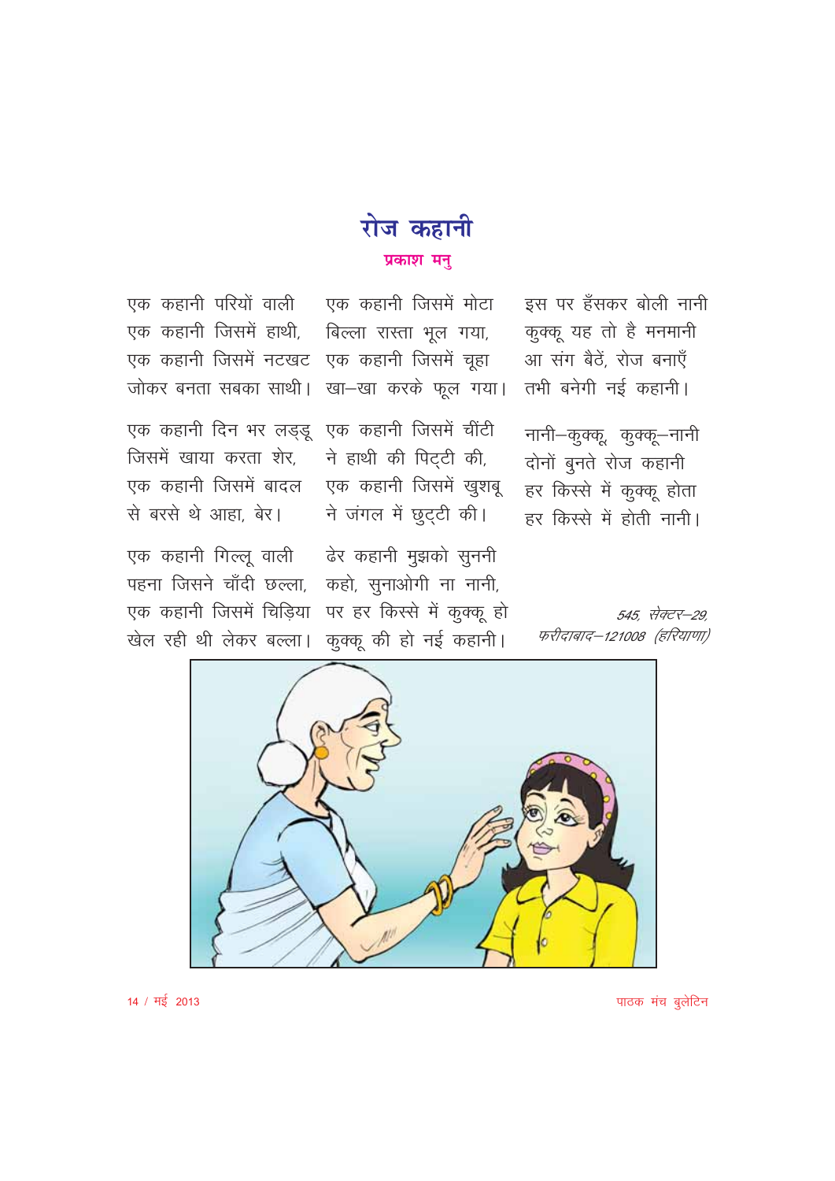# रोज कहानी

**प्रकाश मनु**

एक कहानी परियों वाली  
एक कहानी जिसमें हाथी,  
एक कहानी जिसमें नटखट  
जोकर बनता सबका साथी।

एक कहानी दिन भर लड्डू  
जिसमें खाया करता शेर,  
एक कहानी जिसमें बादल  
से बरसे थे आहा, बेर।

एक कहानी गिल्लू वाली  
पहना जिसने चाँदी छल्ला,  
एक कहानी जिसमें चिड़िया  
खेल रही थी लेकर बल्ला।

एक कहानी जिसमें मोटा  
बिल्ला रास्ता भूल गया,  
एक कहानी जिसमें चूहा  
खा–खा करके फूल गया।

एक कहानी जिसमें चींटी  
ने हाथी की पिट्टी की,  
एक कहानी जिसमें खुशबू  
ने जंगल में छुट्टी की।

ढेर कहानी मुझको सुननी  
कहो, सुनाओगी ना नानी,  
पर हर किस्से में कुक्कू हो  
कुक्कू की हो नई कहानी।

इस पर हँसकर बोली नानी  
कुक्कू यह तो है मनमानी  
आ संग बैठें, रोज बनाएँ  
तभी बनेगी नई कहानी।

नानी–कुक्कू, कुक्कू–नानी  
दोनों बुनते रोज कहानी  
हर किस्से में कुक्कू होता  
हर किस्से में होती नानी।

*545, सेक्टर–29,*  
*फरीदाबाद–121008 (हरियाणा)*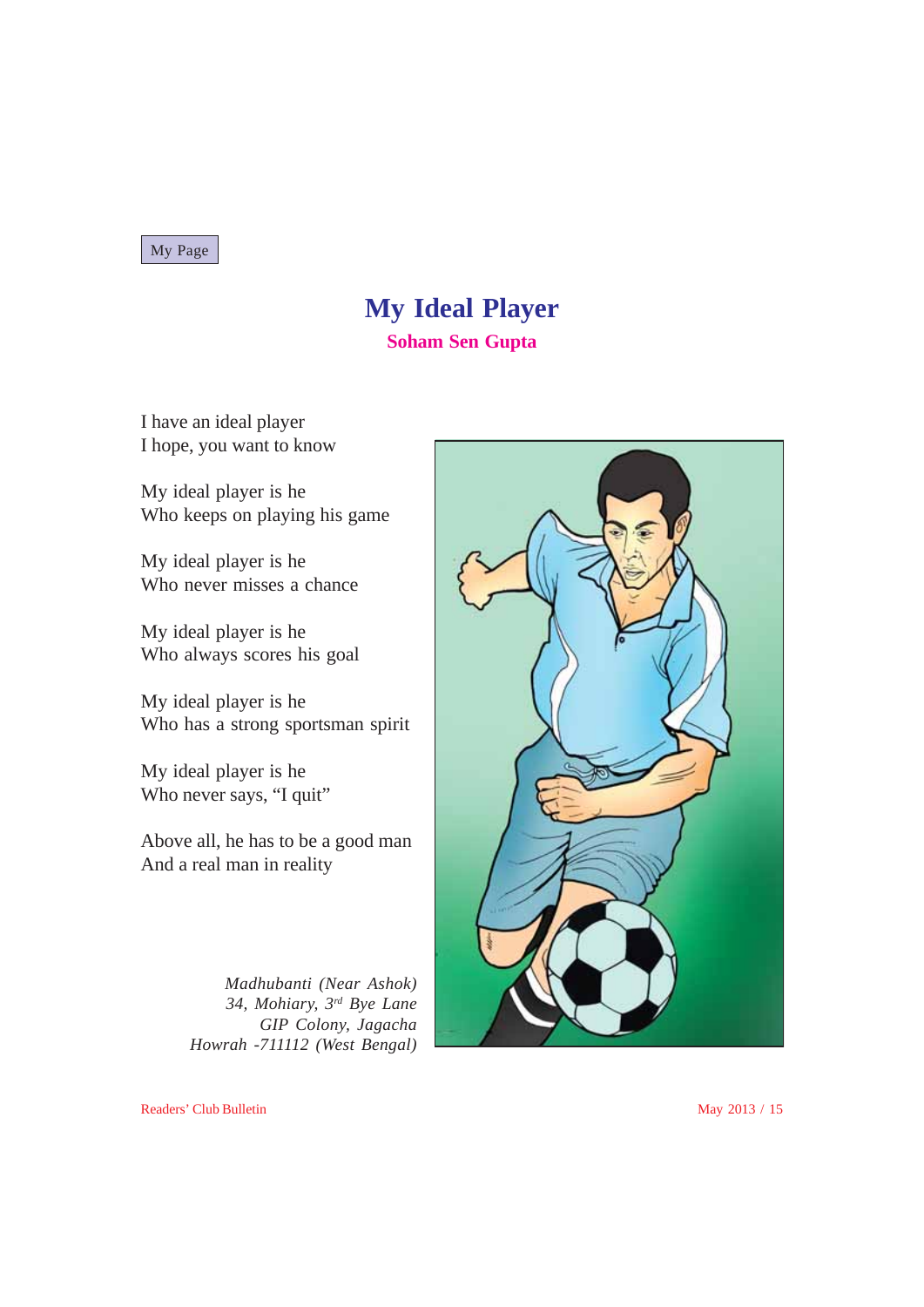My Page

# My Ideal Player

**Soham Sen Gupta**

I have an ideal player
I hope, you want to know

My ideal player is he
Who keeps on playing his game

My ideal player is he
Who never misses a chance

My ideal player is he
Who always scores his goal

My ideal player is he
Who has a strong sportsman spirit

My ideal player is he
Who never says, "I quit"

Above all, he has to be a good man
And a real man in reality

*Madhubanti (Near Ashok)*
*34, Mohiary, 3rd Bye Lane*
*GIP Colony, Jagacha*
*Howrah -711112 (West Bengal)*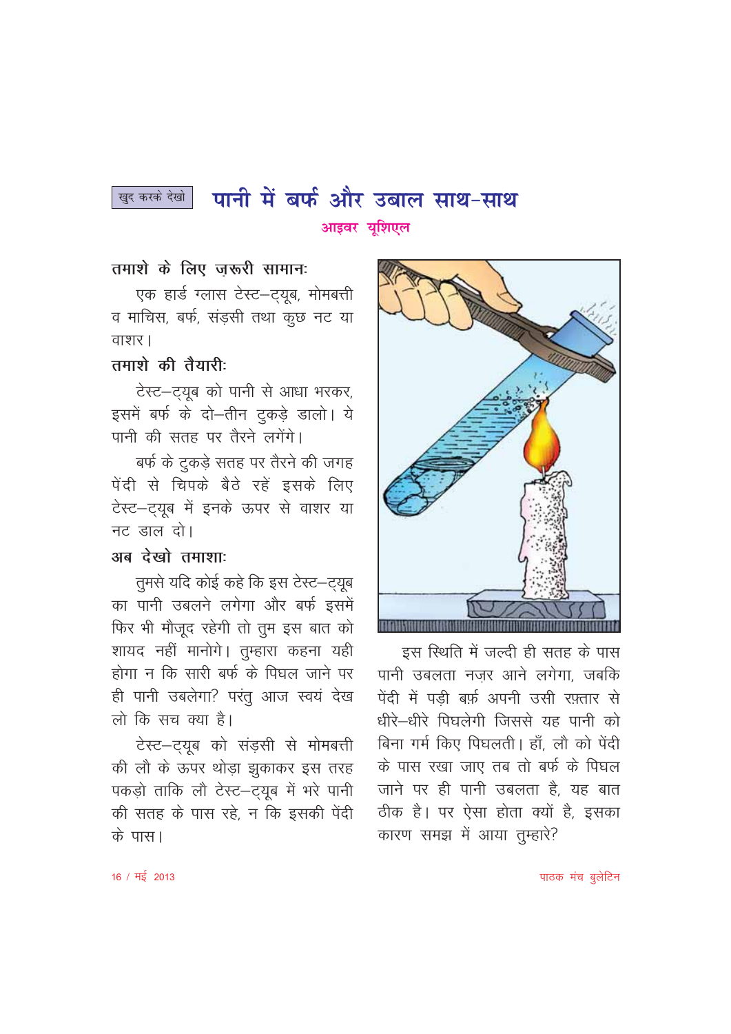खुद करके देखो

# पानी में बर्फ और उबाल साथ-साथ

आइवर यूशिएल

### तमाशे के लिए ज़रूरी सामानः

एक हार्ड ग्लास टेस्ट–ट्यूब, मोमबत्ती व माचिस, बर्फ, संड़सी तथा कुछ नट या वाशर।

### तमाशे की तैयारीः

टेस्ट–ट्यूब को पानी से आधा भरकर, इसमें बर्फ के दो–तीन टुकड़े डालो। ये पानी की सतह पर तैरने लगेंगे।

बर्फ के टुकड़े सतह पर तैरने की जगह पेंदी से चिपके बैठे रहें इसके लिए टेस्ट–ट्यूब में इनके ऊपर से वाशर या नट डाल दो।

### अब देखो तमाशाः

तुमसे यदि कोई कहे कि इस टेस्ट–ट्यूब का पानी उबलने लगेगा और बर्फ इसमें फिर भी मौजूद रहेगी तो तुम इस बात को शायद नहीं मानोगे। तुम्हारा कहना यही होगा न कि सारी बर्फ के पिघल जाने पर ही पानी उबलेगा? परंतु आज स्वयं देख लो कि सच क्या है।

टेस्ट–ट्यूब को संड़सी से मोमबत्ती की लौ के ऊपर थोड़ा झुकाकर इस तरह पकड़ो ताकि लौ टेस्ट–ट्यूब में भरे पानी की सतह के पास रहे, न कि इसकी पेंदी के पास।

इस स्थिति में जल्दी ही सतह के पास पानी उबलता नज़र आने लगेगा, जबकि पेंदी में पड़ी बर्फ़ अपनी उसी रफ़्तार से धीरे–धीरे पिघलेगी जिससे यह पानी को बिना गर्म किए पिघलती। हाँ, लौ को पेंदी के पास रखा जाए तब तो बर्फ के पिघल जाने पर ही पानी उबलता है, यह बात ठीक है। पर ऐसा होता क्यों है, इसका कारण समझ में आया तुम्हारे?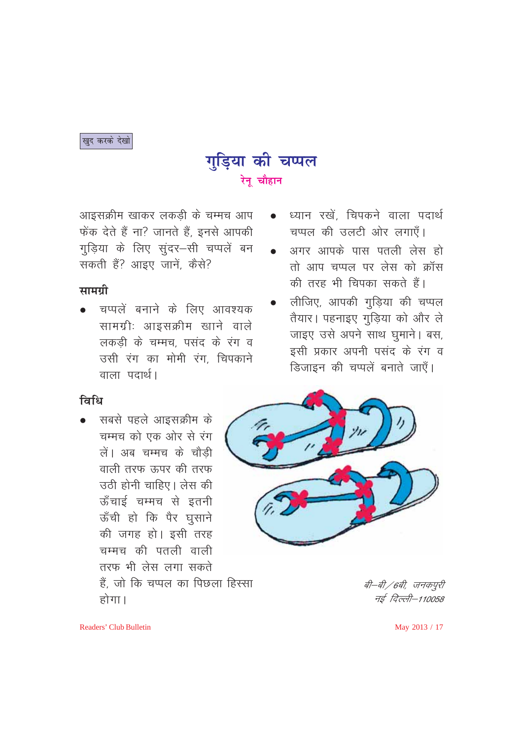खुद करके देखो

# गुड़िया की चप्पल

**रेनू चौहान**

आइसक्रीम खाकर लकड़ी के चम्मच आप फेंक देते हैं ना? जानते हैं, इनसे आपकी गुड़िया के लिए सुंदर–सी चप्पलें बन सकती हैं? आइए जानें, कैसे?

## सामग्री

- चप्पलें बनाने के लिए आवश्यक सामग्रीः आइसक्रीम खाने वाले लकड़ी के चम्मच, पसंद के रंग व उसी रंग का मोमी रंग, चिपकाने वाला पदार्थ।

## विधि

- सबसे पहले आइसक्रीम के चम्मच को एक ओर से रंग लें। अब चम्मच के चौड़ी वाली तरफ ऊपर की तरफ उठी होनी चाहिए। लेस की ऊँचाई चम्मच से इतनी ऊँची हो कि पैर घुसाने की जगह हो। इसी तरह चम्मच की पतली वाली तरफ भी लेस लगा सकते हैं, जो कि चप्पल का पिछला हिस्सा होगा।
- ध्यान रखें, चिपकने वाला पदार्थ चप्पल की उलटी ओर लगाएँ।
- अगर आपके पास पतली लेस हो तो आप चप्पल पर लेस को क्रॉस की तरह भी चिपका सकते हैं।
- लीजिए, आपकी गुड़िया की चप्पल तैयार। पहनाइए गुड़िया को और ले जाइए उसे अपने साथ घुमाने। बस, इसी प्रकार अपनी पसंद के रंग व डिजाइन की चप्पलें बनाते जाएँ।

*बी–बी/6बी, जनकपुरी*
*नई दिल्ली–110058*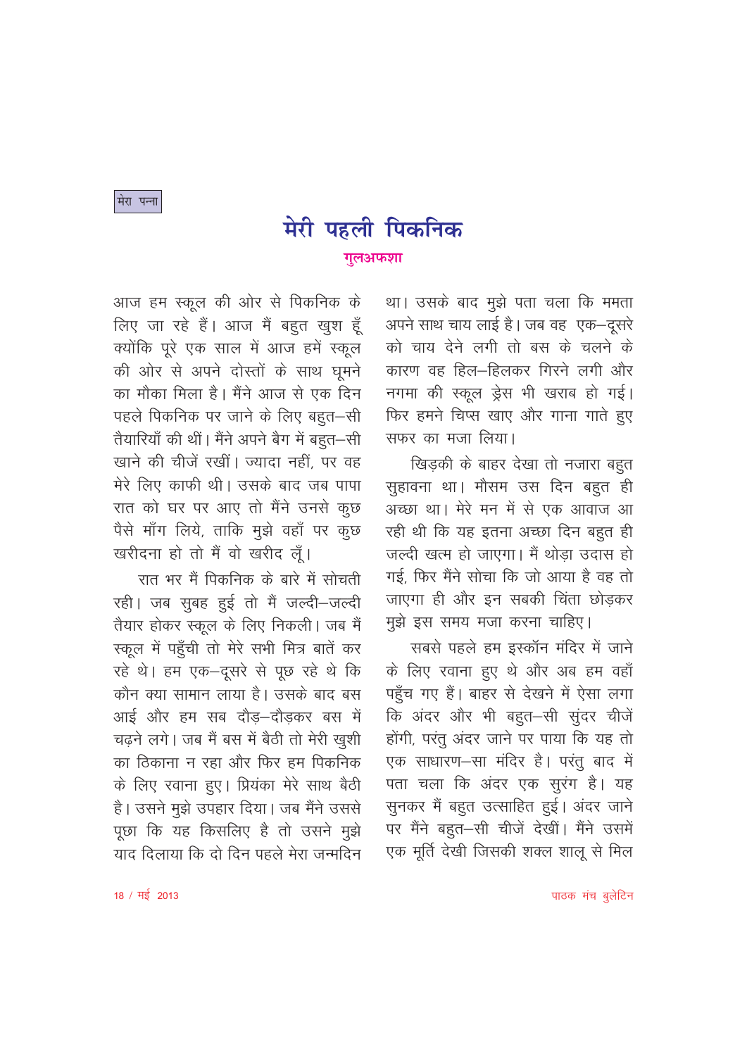मेरा पन्ना

# मेरी पहली पिकनिक

**गुलअफशा**

आज हम स्कूल की ओर से पिकनिक के लिए जा रहे हैं। आज मैं बहुत खुश हूँ क्योंकि पूरे एक साल में आज हमें स्कूल की ओर से अपने दोस्तों के साथ घूमने का मौका मिला है। मैंने आज से एक दिन पहले पिकनिक पर जाने के लिए बहुत–सी तैयारियाँ की थीं। मैंने अपने बैग में बहुत–सी खाने की चीजें रखीं। ज्यादा नहीं, पर वह मेरे लिए काफी थी। उसके बाद जब पापा रात को घर पर आए तो मैंने उनसे कुछ पैसे माँग लिये, ताकि मुझे वहाँ पर कुछ खरीदना हो तो मैं वो खरीद लूँ।

रात भर मैं पिकनिक के बारे में सोचती रही। जब सुबह हुई तो मैं जल्दी–जल्दी तैयार होकर स्कूल के लिए निकली। जब मैं स्कूल में पहुँची तो मेरे सभी मित्र बातें कर रहे थे। हम एक–दूसरे से पूछ रहे थे कि कौन क्या सामान लाया है। उसके बाद बस आई और हम सब दौड़–दौड़कर बस में चढ़ने लगे। जब मैं बस में बैठी तो मेरी खुशी का ठिकाना न रहा और फिर हम पिकनिक के लिए रवाना हुए। प्रियंका मेरे साथ बैठी है। उसने मुझे उपहार दिया। जब मैंने उससे पूछा कि यह किसलिए है तो उसने मुझे याद दिलाया कि दो दिन पहले मेरा जन्मदिन था। उसके बाद मुझे पता चला कि ममता अपने साथ चाय लाई है। जब वह एक–दूसरे को चाय देने लगी तो बस के चलने के कारण वह हिल–हिलकर गिरने लगी और नगमा की स्कूल ड्रेस भी खराब हो गई। फिर हमने चिप्स खाए और गाना गाते हुए सफर का मजा लिया।

खिड़की के बाहर देखा तो नजारा बहुत सुहावना था। मौसम उस दिन बहुत ही अच्छा था। मेरे मन में से एक आवाज आ रही थी कि यह इतना अच्छा दिन बहुत ही जल्दी खत्म हो जाएगा। मैं थोड़ा उदास हो गई, फिर मैंने सोचा कि जो आया है वह तो जाएगा ही और इन सबकी चिंता छोड़कर मुझे इस समय मजा करना चाहिए।

सबसे पहले हम इस्कॉन मंदिर में जाने के लिए रवाना हुए थे और अब हम वहाँ पहुँच गए हैं। बाहर से देखने में ऐसा लगा कि अंदर और भी बहुत–सी सुंदर चीजें होंगी, परंतु अंदर जाने पर पाया कि यह तो एक साधारण–सा मंदिर है। परंतु बाद में पता चला कि अंदर एक सुरंग है। यह सुनकर मैं बहुत उत्साहित हुई। अंदर जाने पर मैंने बहुत–सी चीजें देखीं। मैंने उसमें एक मूर्ति देखी जिसकी शक्ल शालू से मिल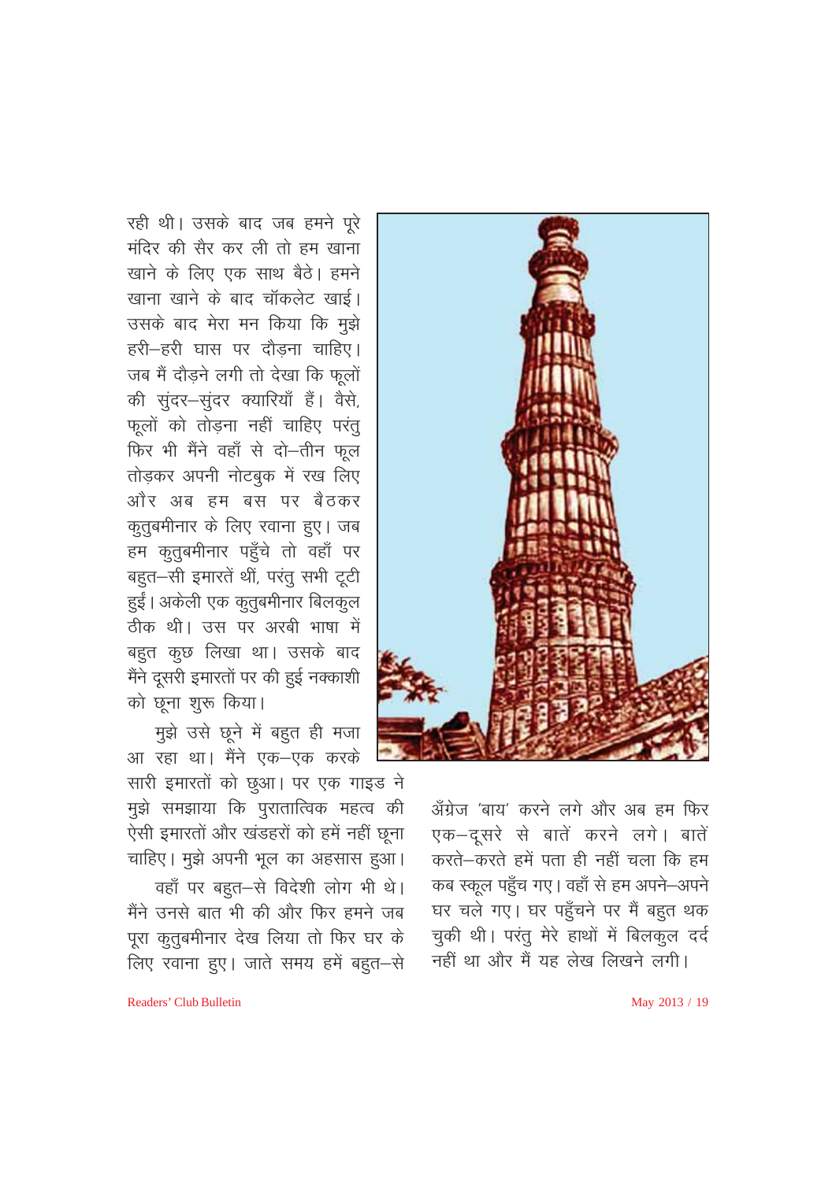रही थी। उसके बाद जब हमने पूरे मंदिर की सैर कर ली तो हम खाना खाने के लिए एक साथ बैठे। हमने खाना खाने के बाद चॉकलेट खाई। उसके बाद मेरा मन किया कि मुझे हरी–हरी घास पर दौड़ना चाहिए। जब मैं दौड़ने लगी तो देखा कि फूलों की सुंदर–सुंदर क्यारियाँ हैं। वैसे, फूलों को तोड़ना नहीं चाहिए परंतु फिर भी मैंने वहाँ से दो–तीन फूल तोड़कर अपनी नोटबुक में रख लिए और अब हम बस पर बैठकर कुतुबमीनार के लिए रवाना हुए। जब हम कुतुबमीनार पहुँचे तो वहाँ पर बहुत–सी इमारतें थीं, परंतु सभी टूटी हुई। अकेली एक कुतुबमीनार बिलकुल ठीक थी। उस पर अरबी भाषा में बहुत कुछ लिखा था। उसके बाद मैंने दूसरी इमारतों पर की हुई नक्काशी को छूना शुरू किया।

मुझे उसे छूने में बहुत ही मजा आ रहा था। मैंने एक–एक करके सारी इमारतों को छुआ। पर एक गाइड ने मुझे समझाया कि पुरातात्विक महत्व की ऐसी इमारतों और खंडहरों को हमें नहीं छूना चाहिए। मुझे अपनी भूल का अहसास हुआ।

वहाँ पर बहुत–से विदेशी लोग भी थे। मैंने उनसे बात भी की और फिर हमने जब पूरा कुतुबमीनार देख लिया तो फिर घर के लिए रवाना हुए। जाते समय हमें बहुत–से अँग्रेज 'बाय' करने लगे और अब हम फिर एक–दूसरे से बातें करने लगे। बातें करते–करते हमें पता ही नहीं चला कि हम कब स्कूल पहुँच गए। वहाँ से हम अपने–अपने घर चले गए। घर पहुँचने पर मैं बहुत थक चुकी थी। परंतु मेरे हाथों में बिलकुल दर्द नहीं था और मैं यह लेख लिखने लगी।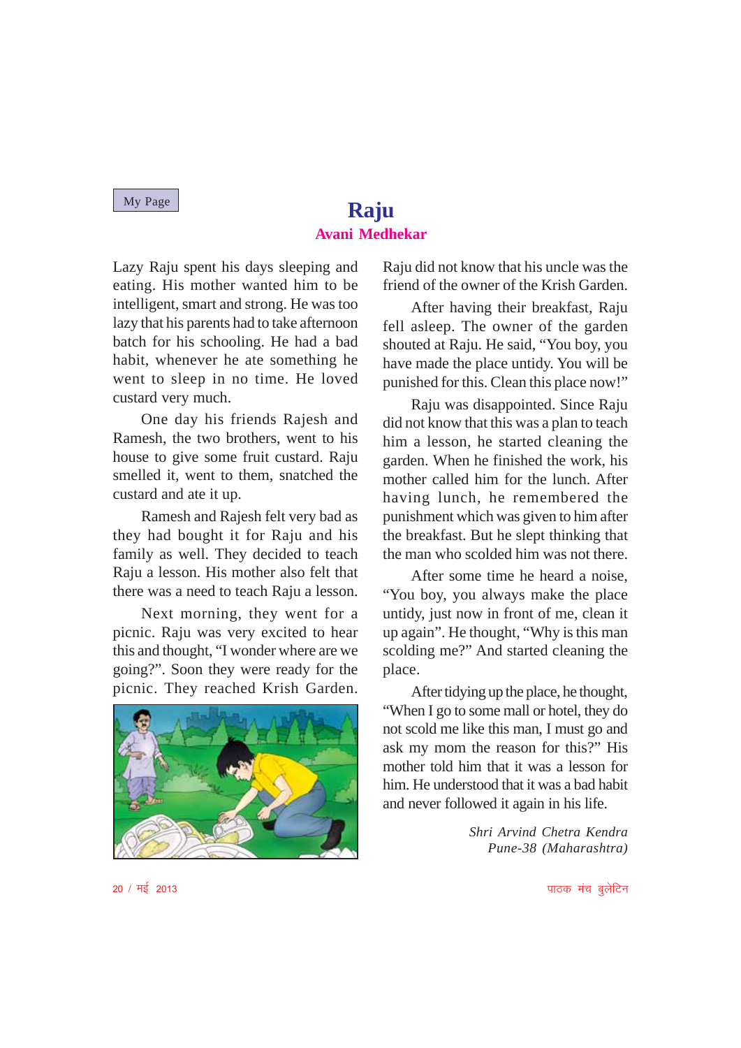My Page

# Raju

**Avani Medhekar**

Lazy Raju spent his days sleeping and eating. His mother wanted him to be intelligent, smart and strong. He was too lazy that his parents had to take afternoon batch for his schooling. He had a bad habit, whenever he ate something he went to sleep in no time. He loved custard very much.

One day his friends Rajesh and Ramesh, the two brothers, went to his house to give some fruit custard. Raju smelled it, went to them, snatched the custard and ate it up.

Ramesh and Rajesh felt very bad as they had bought it for Raju and his family as well. They decided to teach Raju a lesson. His mother also felt that there was a need to teach Raju a lesson.

Next morning, they went for a picnic. Raju was very excited to hear this and thought, "I wonder where are we going?". Soon they were ready for the picnic. They reached Krish Garden.

Raju did not know that his uncle was the friend of the owner of the Krish Garden.

After having their breakfast, Raju fell asleep. The owner of the garden shouted at Raju. He said, "You boy, you have made the place untidy. You will be punished for this. Clean this place now!"

Raju was disappointed. Since Raju did not know that this was a plan to teach him a lesson, he started cleaning the garden. When he finished the work, his mother called him for the lunch. After having lunch, he remembered the punishment which was given to him after the breakfast. But he slept thinking that the man who scolded him was not there.

After some time he heard a noise, "You boy, you always make the place untidy, just now in front of me, clean it up again". He thought, "Why is this man scolding me?" And started cleaning the place.

After tidying up the place, he thought, "When I go to some mall or hotel, they do not scold me like this man, I must go and ask my mom the reason for this?" His mother told him that it was a lesson for him. He understood that it was a bad habit and never followed it again in his life.

*Shri Arvind Chetra Kendra*
*Pune-38 (Maharashtra)*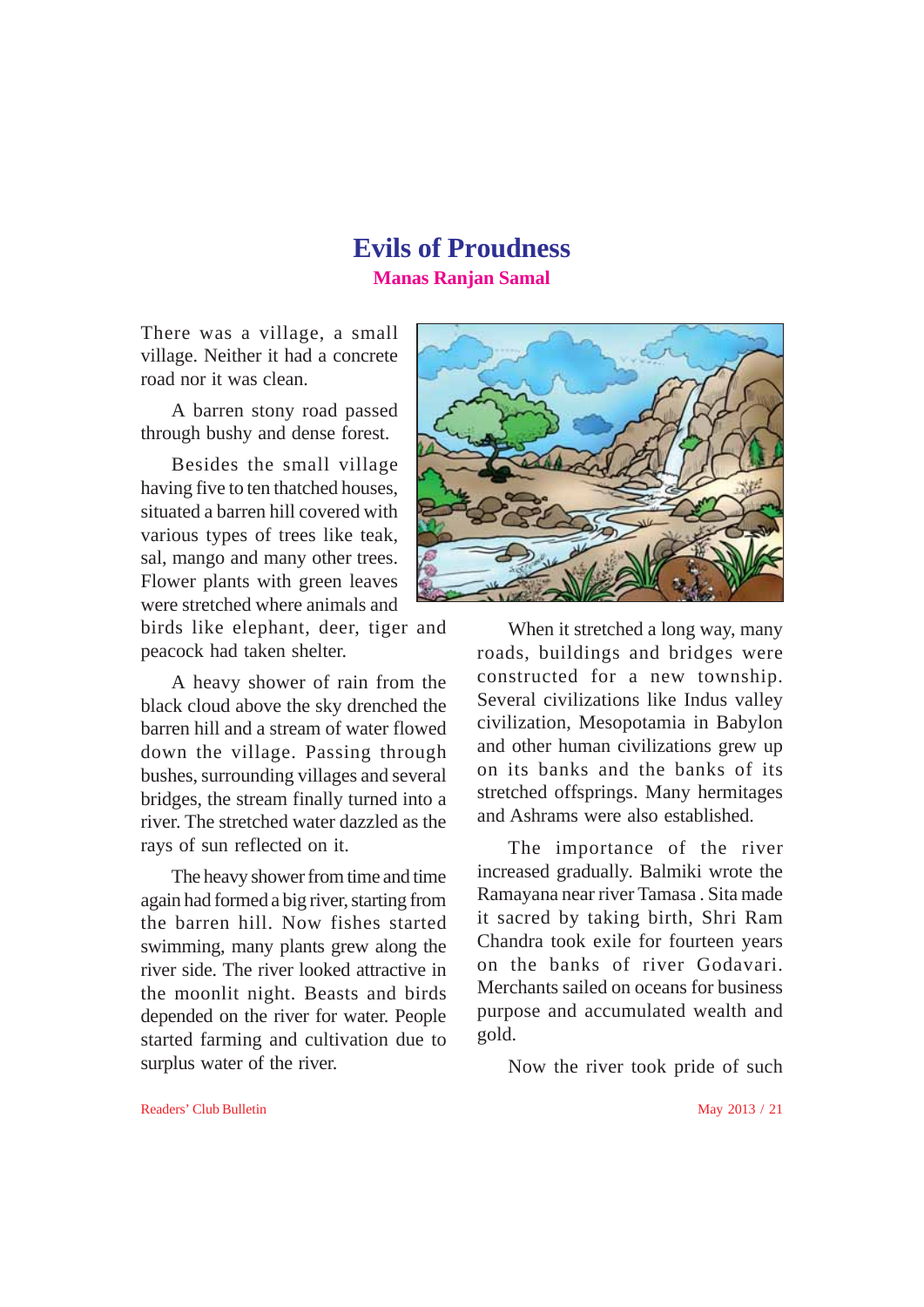# Evils of Proudness

**Manas Ranjan Samal**

There was a village, a small village. Neither it had a concrete road nor it was clean.

A barren stony road passed through bushy and dense forest.

Besides the small village having five to ten thatched houses, situated a barren hill covered with various types of trees like teak, sal, mango and many other trees. Flower plants with green leaves were stretched where animals and birds like elephant, deer, tiger and peacock had taken shelter.

A heavy shower of rain from the black cloud above the sky drenched the barren hill and a stream of water flowed down the village. Passing through bushes, surrounding villages and several bridges, the stream finally turned into a river. The stretched water dazzled as the rays of sun reflected on it.

The heavy shower from time and time again had formed a big river, starting from the barren hill. Now fishes started swimming, many plants grew along the river side. The river looked attractive in the moonlit night. Beasts and birds depended on the river for water. People started farming and cultivation due to surplus water of the river.

When it stretched a long way, many roads, buildings and bridges were constructed for a new township. Several civilizations like Indus valley civilization, Mesopotamia in Babylon and other human civilizations grew up on its banks and the banks of its stretched offsprings. Many hermitages and Ashrams were also established.

The importance of the river increased gradually. Balmiki wrote the Ramayana near river Tamasa . Sita made it sacred by taking birth, Shri Ram Chandra took exile for fourteen years on the banks of river Godavari. Merchants sailed on oceans for business purpose and accumulated wealth and gold.

Now the river took pride of such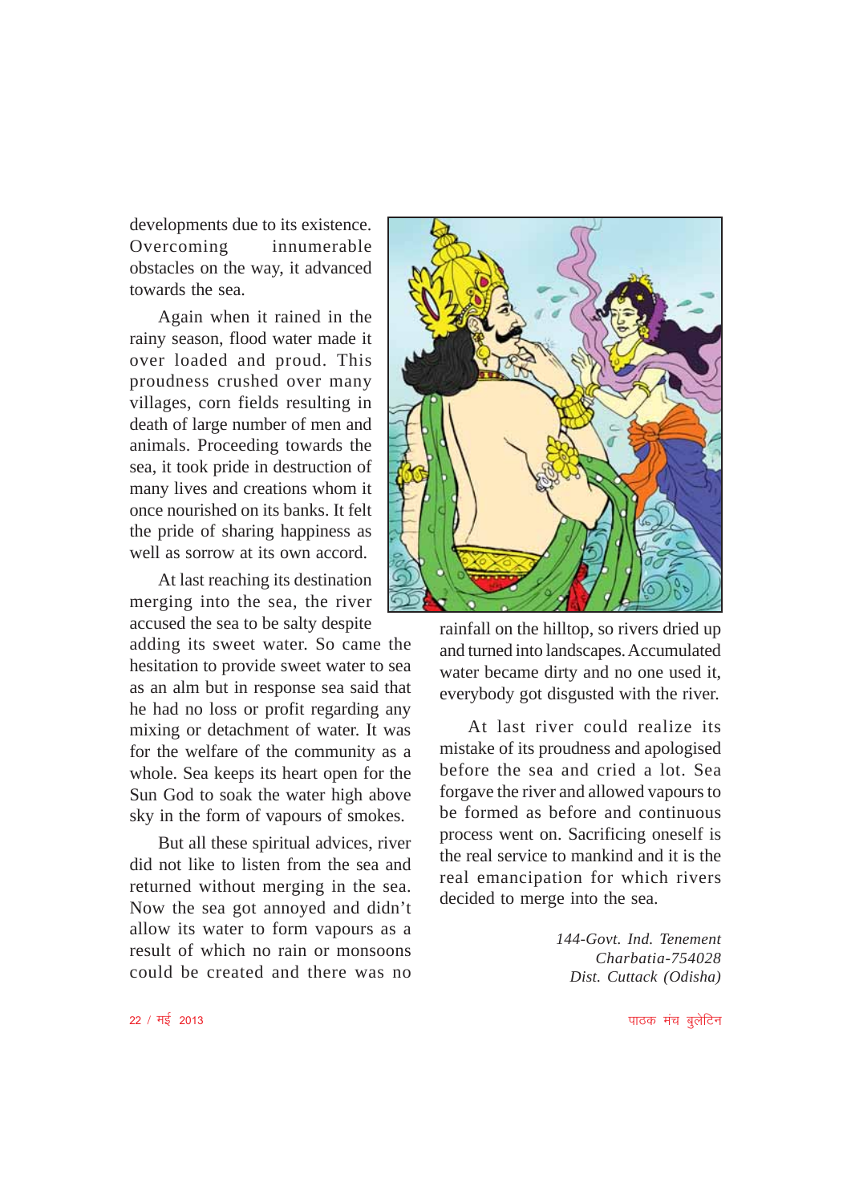developments due to its existence. Overcoming innumerable obstacles on the way, it advanced towards the sea.

Again when it rained in the rainy season, flood water made it over loaded and proud. This proudness crushed over many villages, corn fields resulting in death of large number of men and animals. Proceeding towards the sea, it took pride in destruction of many lives and creations whom it once nourished on its banks. It felt the pride of sharing happiness as well as sorrow at its own accord.

At last reaching its destination merging into the sea, the river accused the sea to be salty despite adding its sweet water. So came the hesitation to provide sweet water to sea as an alm but in response sea said that he had no loss or profit regarding any mixing or detachment of water. It was for the welfare of the community as a whole. Sea keeps its heart open for the Sun God to soak the water high above sky in the form of vapours of smokes.

But all these spiritual advices, river did not like to listen from the sea and returned without merging in the sea. Now the sea got annoyed and didn't allow its water to form vapours as a result of which no rain or monsoons could be created and there was no rainfall on the hilltop, so rivers dried up and turned into landscapes. Accumulated water became dirty and no one used it, everybody got disgusted with the river.

At last river could realize its mistake of its proudness and apologised before the sea and cried a lot. Sea forgave the river and allowed vapours to be formed as before and continuous process went on. Sacrificing oneself is the real service to mankind and it is the real emancipation for which rivers decided to merge into the sea.

*144-Govt. Ind. Tenement*
*Charbatia-754028*
*Dist. Cuttack (Odisha)*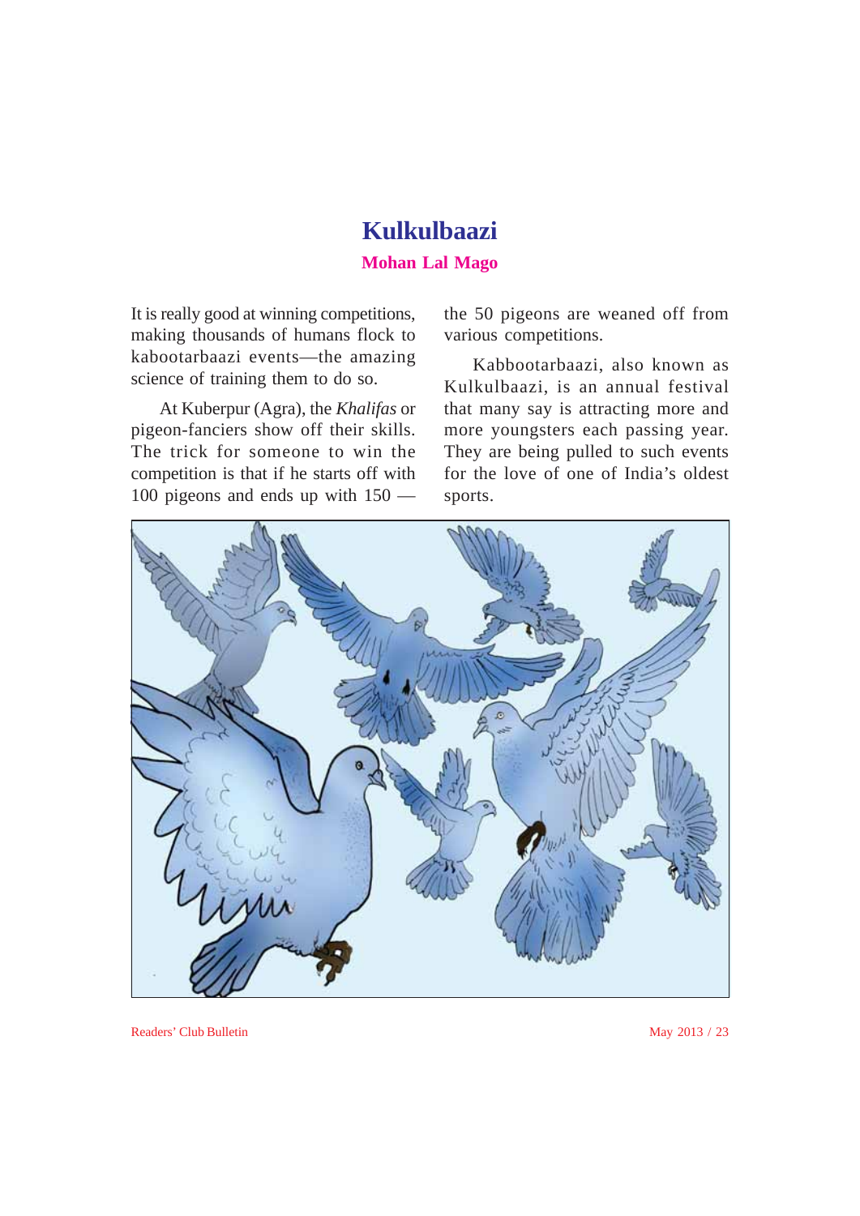# Kulkulbaazi

**Mohan Lal Mago**

It is really good at winning competitions, making thousands of humans flock to kabootarbaazi events—the amazing science of training them to do so.

At Kuberpur (Agra), the *Khalifas* or pigeon-fanciers show off their skills. The trick for someone to win the competition is that if he starts off with 100 pigeons and ends up with 150 — the 50 pigeons are weaned off from various competitions.

Kabbootarbaazi, also known as Kulkulbaazi, is an annual festival that many say is attracting more and more youngsters each passing year. They are being pulled to such events for the love of one of India's oldest sports.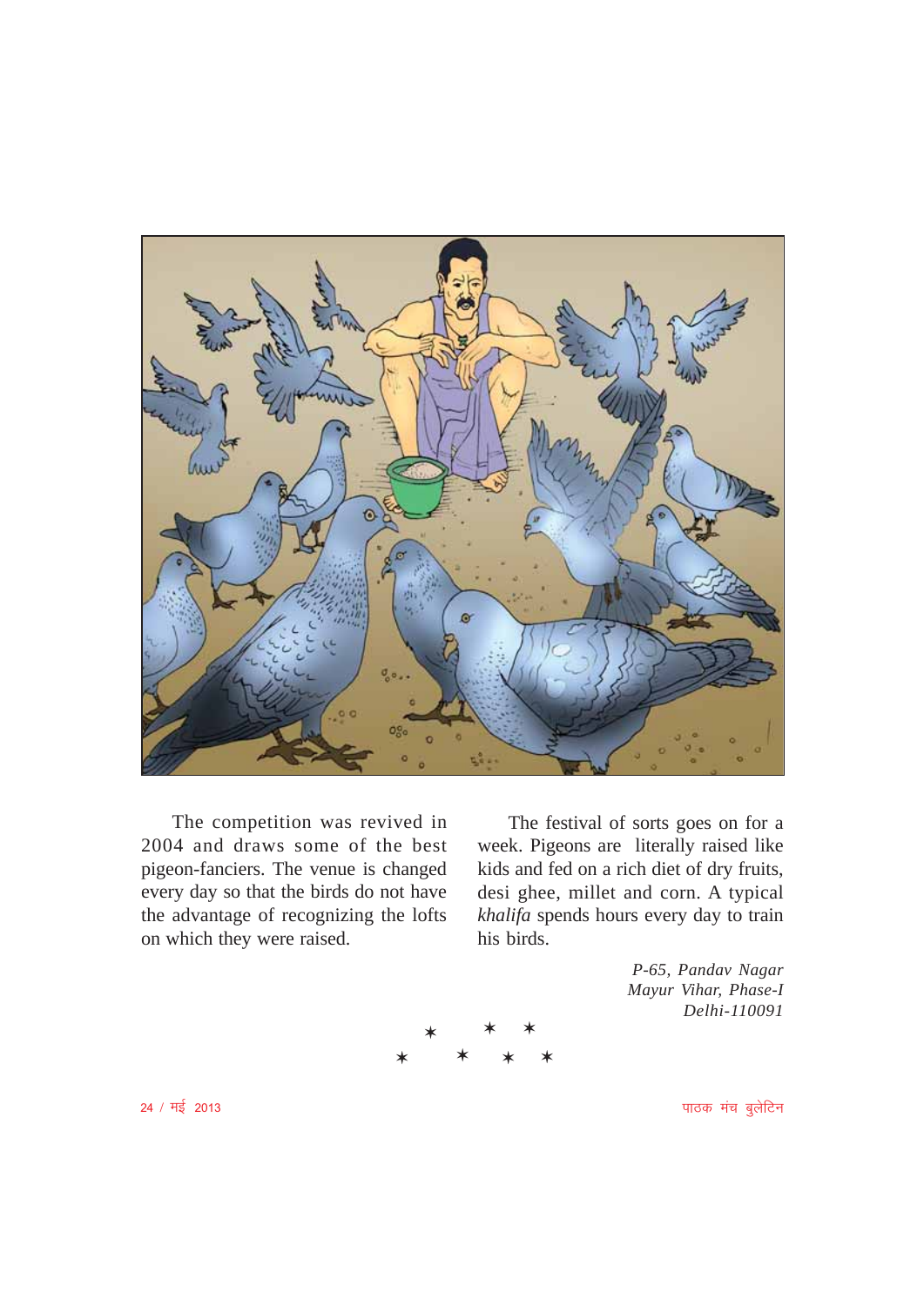The competition was revived in 2004 and draws some of the best pigeon-fanciers. The venue is changed every day so that the birds do not have the advantage of recognizing the lofts on which they were raised.

The festival of sorts goes on for a week. Pigeons are literally raised like kids and fed on a rich diet of dry fruits, desi ghee, millet and corn. A typical *khalifa* spends hours every day to train his birds.

*P-65, Pandav Nagar*
*Mayur Vihar, Phase-I*
*Delhi-110091*

✶ ✶ ✶

✶ ✶ ✶ ✶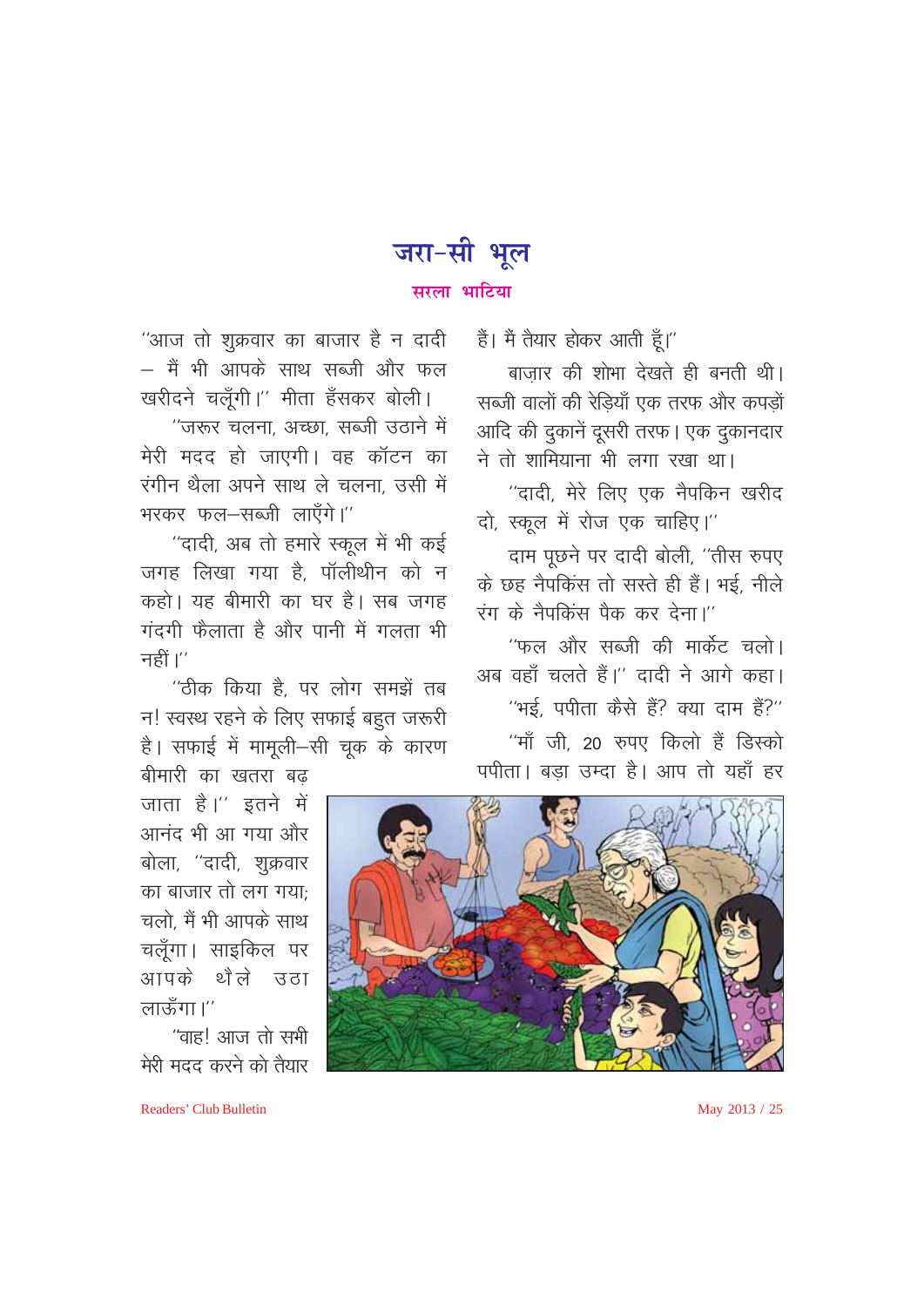# जरा-सी भूल

**सरला भाटिया**

"आज तो शुक्रवार का बाजार है न दादी – मैं भी आपके साथ सब्जी और फल खरीदने चलूँगी।" मीता हँसकर बोली।

"जरूर चलना, अच्छा, सब्जी उठाने में मेरी मदद हो जाएगी। वह कॉटन का रंगीन थैला अपने साथ ले चलना, उसी में भरकर फल–सब्जी लाएँगे।"

"दादी, अब तो हमारे स्कूल में भी कई जगह लिखा गया है, पॉलीथीन को न कहो। यह बीमारी का घर है। सब जगह गंदगी फैलाता है और पानी में गलता भी नहीं।"

"ठीक किया है, पर लोग समझें तब न! स्वस्थ रहने के लिए सफाई बहुत जरूरी है। सफाई में मामूली–सी चूक के कारण बीमारी का खतरा बढ़ जाता है।" इतने में आनंद भी आ गया और बोला, "दादी, शुक्रवार का बाजार तो लग गया; चलो, मैं भी आपके साथ चलूँगा। साइकिल पर आपके थैले उठा लाऊँगा।"

"वाह! आज तो सभी मेरी मदद करने को तैयार हैं। मैं तैयार होकर आती हूँ।"

बाज़ार की शोभा देखते ही बनती थी। सब्जी वालों की रेड़ियाँ एक तरफ और कपड़ों आदि की दुकानें दूसरी तरफ। एक दुकानदार ने तो शामियाना भी लगा रखा था।

"दादी, मेरे लिए एक नैपकिन खरीद दो, स्कूल में रोज एक चाहिए।"

दाम पूछने पर दादी बोली, "तीस रुपए के छह नैपकिंस तो सस्ते ही हैं। भई, नीले रंग के नैपकिंस पैक कर देना।"

"फल और सब्जी की मार्केट चलो। अब वहाँ चलते हैं।" दादी ने आगे कहा।

"भई, पपीता कैसे हैं? क्या दाम हैं?"

"माँ जी, 20 रुपए किलो हैं डिस्को पपीता। बड़ा उम्दा है। आप तो यहाँ हर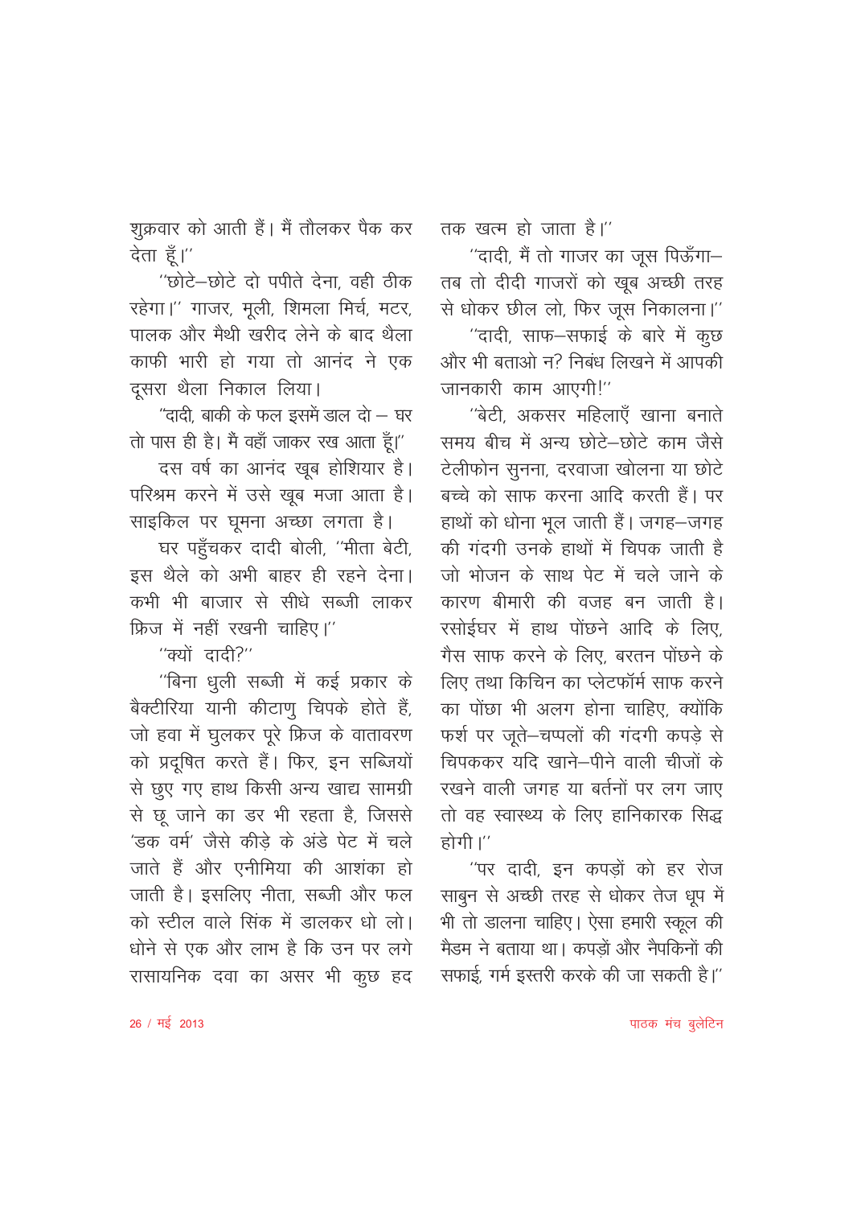शुक्रवार को आती हैं। मैं तौलकर पैक कर देता हूँ।''

''छोटे–छोटे दो पपीते देना, वही ठीक रहेगा।'' गाजर, मूली, शिमला मिर्च, मटर, पालक और मैथी खरीद लेने के बाद थैला काफी भारी हो गया तो आनंद ने एक दूसरा थैला निकाल लिया।

"दादी, बाकी के फल इसमें डाल दो – घर तो पास ही है। मैं वहाँ जाकर रख आता हूँ।"

दस वर्ष का आनंद खूब होशियार है। परिश्रम करने में उसे खूब मजा आता है। साइकिल पर घूमना अच्छा लगता है।

घर पहुँचकर दादी बोली, ''मीता बेटी, इस थैले को अभी बाहर ही रहने देना। कभी भी बाजार से सीधे सब्जी लाकर फ्रिज में नहीं रखनी चाहिए।''

''क्यों दादी?''

''बिना धुली सब्जी में कई प्रकार के बैक्टीरिया यानी कीटाणु चिपके होते हैं, जो हवा में घुलकर पूरे फ्रिज के वातावरण को प्रदूषित करते हैं। फिर, इन सब्जियों से छुए गए हाथ किसी अन्य खाद्य सामग्री से छू जाने का डर भी रहता है, जिससे 'डक वर्म' जैसे कीड़े के अंडे पेट में चले जाते हैं और एनीमिया की आशंका हो जाती है। इसलिए नीता, सब्जी और फल को स्टील वाले सिंक में डालकर धो लो। धोने से एक और लाभ है कि उन पर लगे रासायनिक दवा का असर भी कुछ हद तक खत्म हो जाता है।''

''दादी, मैं तो गाजर का जूस पिऊँगा– तब तो दीदी गाजरों को खूब अच्छी तरह से धोकर छील लो, फिर जूस निकालना।''

''दादी, साफ–सफाई के बारे में कुछ और भी बताओ न? निबंध लिखने में आपकी जानकारी काम आएगी!''

''बेटी, अकसर महिलाएँ खाना बनाते समय बीच में अन्य छोटे–छोटे काम जैसे टेलीफोन सुनना, दरवाजा खोलना या छोटे बच्चे को साफ करना आदि करती हैं। पर हाथों को धोना भूल जाती हैं। जगह–जगह की गंदगी उनके हाथों में चिपक जाती है जो भोजन के साथ पेट में चले जाने के कारण बीमारी की वजह बन जाती है। रसोईघर में हाथ पोंछने आदि के लिए, गैस साफ करने के लिए, बरतन पोंछने के लिए तथा किचिन का प्लेटफॉर्म साफ करने का पोंछा भी अलग होना चाहिए, क्योंकि फर्श पर जूते–चप्पलों की गंदगी कपड़े से चिपककर यदि खाने–पीने वाली चीजों के रखने वाली जगह या बर्तनों पर लग जाए तो वह स्वास्थ्य के लिए हानिकारक सिद्ध होगी।''

''पर दादी, इन कपड़ों को हर रोज साबुन से अच्छी तरह से धोकर तेज धूप में भी तो डालना चाहिए। ऐसा हमारी स्कूल की मैडम ने बताया था। कपड़ों और नैपकिनों की सफाई, गर्म इस्तरी करके की जा सकती है।''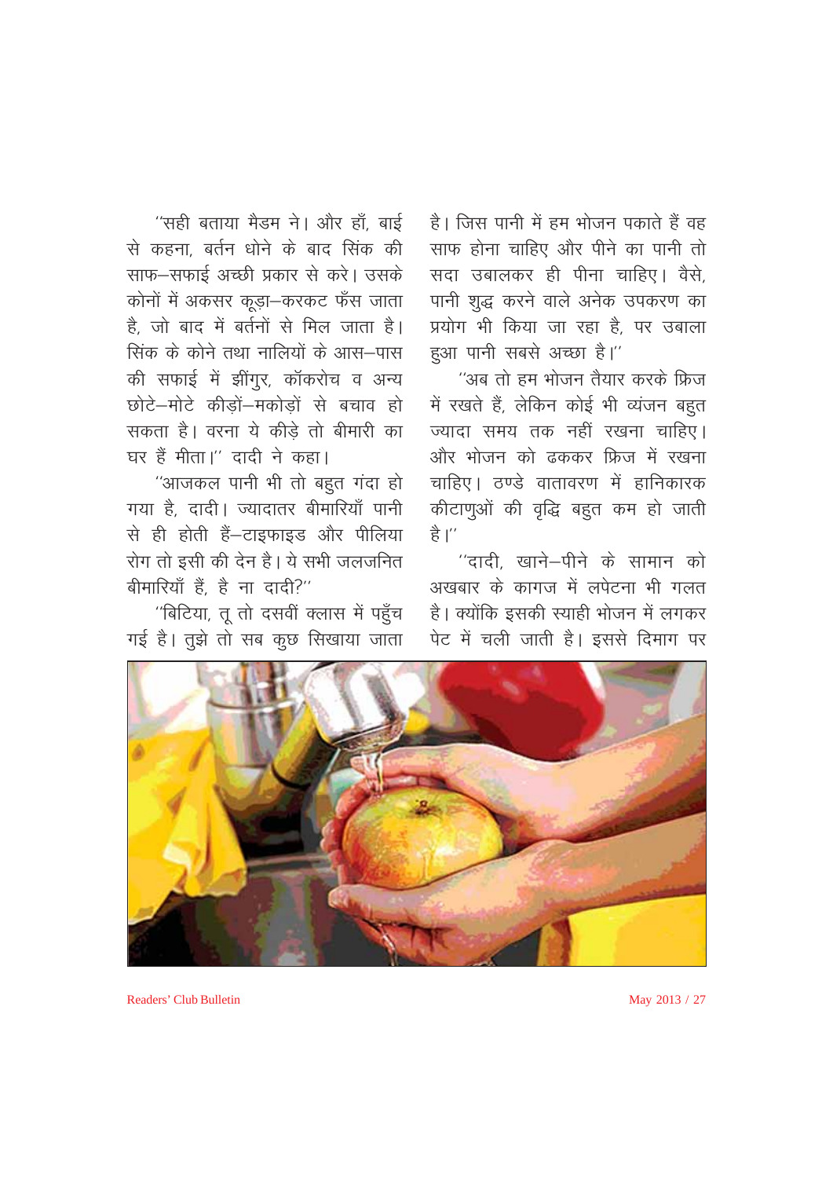"सही बताया मैडम ने। और हाँ, बाई से कहना, बर्तन धोने के बाद सिंक की साफ–सफाई अच्छी प्रकार से करे। उसके कोनों में अकसर कूड़ा–करकट फँस जाता है, जो बाद में बर्तनों से मिल जाता है। सिंक के कोने तथा नालियों के आस–पास की सफाई में झींगुर, कॉकरोच व अन्य छोटे–मोटे कीड़ों–मकोड़ों से बचाव हो सकता है। वरना ये कीड़े तो बीमारी का घर हैं मीता।" दादी ने कहा।

"आजकल पानी भी तो बहुत गंदा हो गया है, दादी। ज्यादातर बीमारियाँ पानी से ही होती हैं–टाइफाइड और पीलिया रोग तो इसी की देन है। ये सभी जलजनित बीमारियाँ हैं, है ना दादी?"

"बिटिया, तू तो दसवीं क्लास में पहुँच गई है। तुझे तो सब कुछ सिखाया जाता है। जिस पानी में हम भोजन पकाते हैं वह साफ होना चाहिए और पीने का पानी तो सदा उबालकर ही पीना चाहिए। वैसे, पानी शुद्ध करने वाले अनेक उपकरण का प्रयोग भी किया जा रहा है, पर उबाला हुआ पानी सबसे अच्छा है।"

"अब तो हम भोजन तैयार करके फ्रिज में रखते हैं, लेकिन कोई भी व्यंजन बहुत ज्यादा समय तक नहीं रखना चाहिए। और भोजन को ढककर फ्रिज में रखना चाहिए। ठण्डे वातावरण में हानिकारक कीटाणुओं की वृद्धि बहुत कम हो जाती है।"

"दादी, खाने–पीने के सामान को अखबार के कागज में लपेटना भी गलत है। क्योंकि इसकी स्याही भोजन में लगकर पेट में चली जाती है। इससे दिमाग पर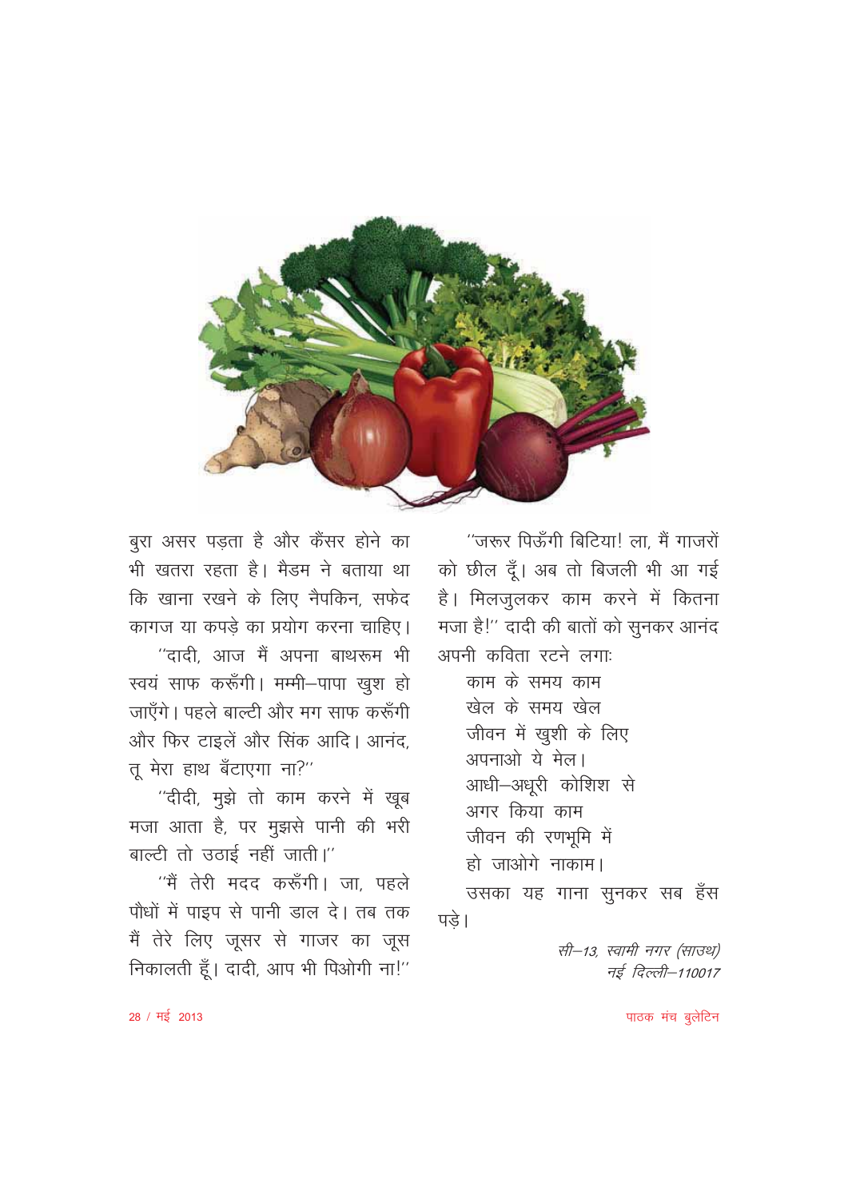बुरा असर पड़ता है और कैंसर होने का भी खतरा रहता है। मैडम ने बताया था कि खाना रखने के लिए नैपकिन, सफेद कागज या कपड़े का प्रयोग करना चाहिए।

"दादी, आज मैं अपना बाथरूम भी स्वयं साफ करूँगी। मम्मी–पापा खुश हो जाएँगे। पहले बाल्टी और मग साफ करूँगी और फिर टाइलें और सिंक आदि। आनंद, तू मेरा हाथ बँटाएगा ना?"

"दीदी, मुझे तो काम करने में खूब मजा आता है, पर मुझसे पानी की भरी बाल्टी तो उठाई नहीं जाती।"

"मैं तेरी मदद करूँगी। जा, पहले पौधों में पाइप से पानी डाल दे। तब तक मैं तेरे लिए जूसर से गाजर का जूस निकालती हूँ। दादी, आप भी पिओगी ना!"

"जरूर पिऊँगी बिटिया! ला, मैं गाजरों को छील दूँ। अब तो बिजली भी आ गई है। मिलजुलकर काम करने में कितना मजा है!" दादी की बातों को सुनकर आनंद अपनी कविता रटने लगा:

काम के समय काम  
खेल के समय खेल  
जीवन में खुशी के लिए  
अपनाओ ये मेल।  
आधी–अधूरी कोशिश से  
अगर किया काम  
जीवन की रणभूमि में  
हो जाओगे नाकाम।

उसका यह गाना सुनकर सब हँस पड़े।

*सी–13, स्वामी नगर (साउथ)*  
*नई दिल्ली–110017*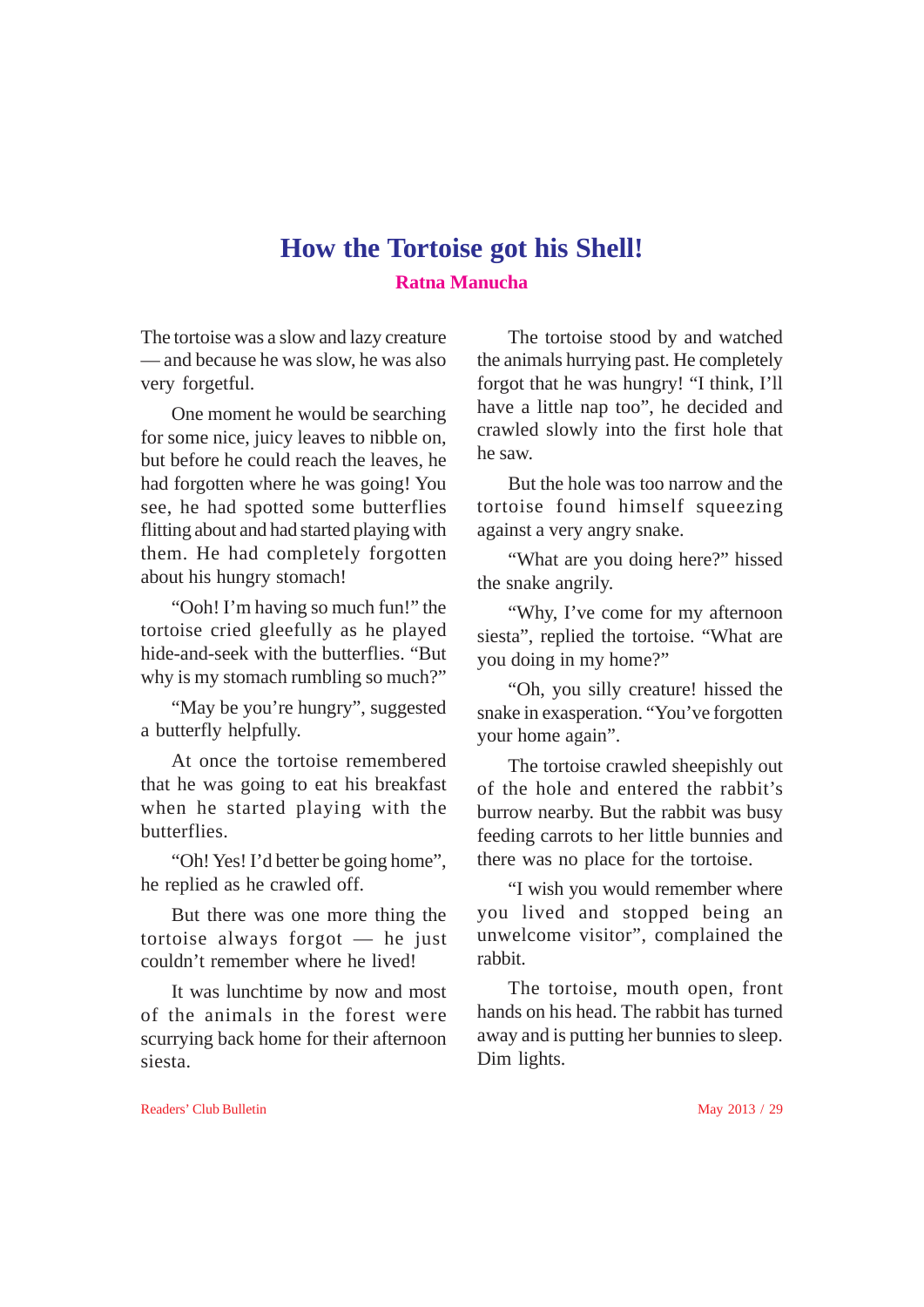# How the Tortoise got his Shell!

**Ratna Manucha**

The tortoise was a slow and lazy creature — and because he was slow, he was also very forgetful.

One moment he would be searching for some nice, juicy leaves to nibble on, but before he could reach the leaves, he had forgotten where he was going! You see, he had spotted some butterflies flitting about and had started playing with them. He had completely forgotten about his hungry stomach!

"Ooh! I'm having so much fun!" the tortoise cried gleefully as he played hide-and-seek with the butterflies. "But why is my stomach rumbling so much?"

"May be you're hungry", suggested a butterfly helpfully.

At once the tortoise remembered that he was going to eat his breakfast when he started playing with the butterflies.

"Oh! Yes! I'd better be going home", he replied as he crawled off.

But there was one more thing the tortoise always forgot — he just couldn't remember where he lived!

It was lunchtime by now and most of the animals in the forest were scurrying back home for their afternoon siesta.

The tortoise stood by and watched the animals hurrying past. He completely forgot that he was hungry! "I think, I'll have a little nap too", he decided and crawled slowly into the first hole that he saw.

But the hole was too narrow and the tortoise found himself squeezing against a very angry snake.

"What are you doing here?" hissed the snake angrily.

"Why, I've come for my afternoon siesta", replied the tortoise. "What are you doing in my home?"

"Oh, you silly creature! hissed the snake in exasperation. "You've forgotten your home again".

The tortoise crawled sheepishly out of the hole and entered the rabbit's burrow nearby. But the rabbit was busy feeding carrots to her little bunnies and there was no place for the tortoise.

"I wish you would remember where you lived and stopped being an unwelcome visitor", complained the rabbit.

The tortoise, mouth open, front hands on his head. The rabbit has turned away and is putting her bunnies to sleep. Dim lights.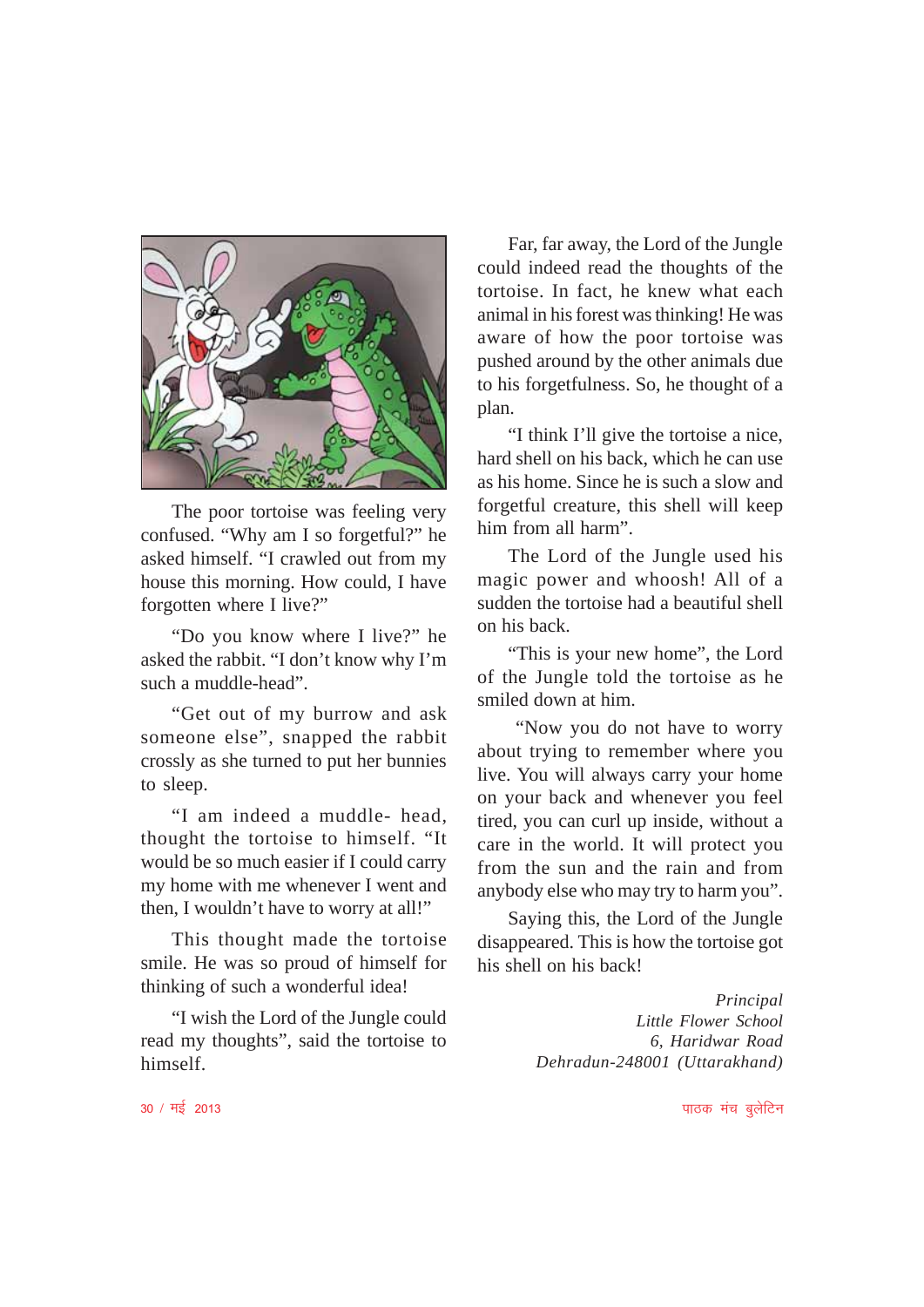The poor tortoise was feeling very confused. "Why am I so forgetful?" he asked himself. "I crawled out from my house this morning. How could, I have forgotten where I live?"

"Do you know where I live?" he asked the rabbit. "I don't know why I'm such a muddle-head".

"Get out of my burrow and ask someone else", snapped the rabbit crossly as she turned to put her bunnies to sleep.

"I am indeed a muddle- head, thought the tortoise to himself. "It would be so much easier if I could carry my home with me whenever I went and then, I wouldn't have to worry at all!"

This thought made the tortoise smile. He was so proud of himself for thinking of such a wonderful idea!

"I wish the Lord of the Jungle could read my thoughts", said the tortoise to himself.

Far, far away, the Lord of the Jungle could indeed read the thoughts of the tortoise. In fact, he knew what each animal in his forest was thinking! He was aware of how the poor tortoise was pushed around by the other animals due to his forgetfulness. So, he thought of a plan.

"I think I'll give the tortoise a nice, hard shell on his back, which he can use as his home. Since he is such a slow and forgetful creature, this shell will keep him from all harm".

The Lord of the Jungle used his magic power and whoosh! All of a sudden the tortoise had a beautiful shell on his back.

"This is your new home", the Lord of the Jungle told the tortoise as he smiled down at him.

"Now you do not have to worry about trying to remember where you live. You will always carry your home on your back and whenever you feel tired, you can curl up inside, without a care in the world. It will protect you from the sun and the rain and from anybody else who may try to harm you".

Saying this, the Lord of the Jungle disappeared. This is how the tortoise got his shell on his back!

*Principal*  
*Little Flower School*  
*6, Haridwar Road*  
*Dehradun-248001 (Uttarakhand)*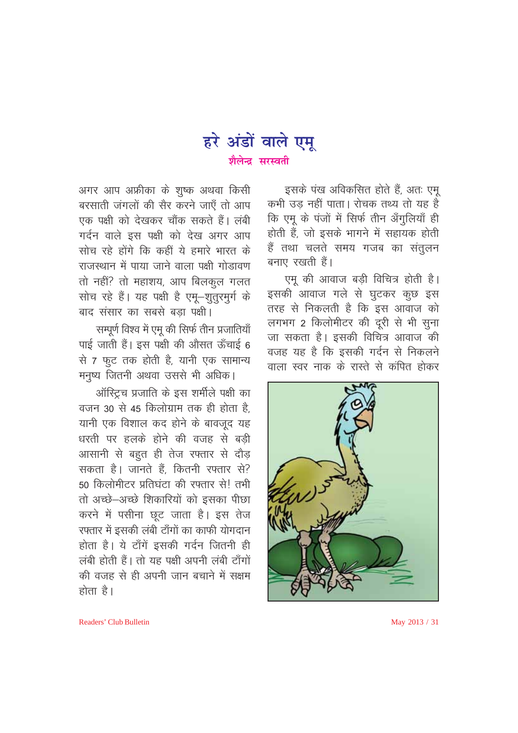# हरे अंडों वाले एमू

**शैलेन्द्र सरस्वती**

अगर आप अफ्रीका के शुष्क अथवा किसी बरसाती जंगलों की सैर करने जाएँ तो आप एक पक्षी को देखकर चौंक सकते हैं। लंबी गर्दन वाले इस पक्षी को देख अगर आप सोच रहे होंगे कि कहीं ये हमारे भारत के राजस्थान में पाया जाने वाला पक्षी गोडावण तो नहीं? तो महाशय, आप बिलकुल गलत सोच रहे हैं। यह पक्षी है एमू–शुतुरमुर्ग के बाद संसार का सबसे बड़ा पक्षी।

सम्पूर्ण विश्व में एमू की सिर्फ तीन प्रजातियाँ पाई जाती हैं। इस पक्षी की औसत ऊँचाई 6 से 7 फुट तक होती है, यानी एक सामान्य मनुष्य जितनी अथवा उससे भी अधिक।

ऑस्ट्रिच प्रजाति के इस शर्मीले पक्षी का वजन 30 से 45 किलोग्राम तक ही होता है, यानी एक विशाल कद होने के बावजूद यह धरती पर हलके होने की वजह से बड़ी आसानी से बहुत ही तेज रफ्तार से दौड़ सकता है। जानते हैं, कितनी रफ्तार से? 50 किलोमीटर प्रतिघंटा की रफ्तार से! तभी तो अच्छे–अच्छे शिकारियों को इसका पीछा करने में पसीना छूट जाता है। इस तेज रफ्तार में इसकी लंबी टाँगों का काफी योगदान होता है। ये टाँगें इसकी गर्दन जितनी ही लंबी होती हैं। तो यह पक्षी अपनी लंबी टाँगों की वजह से ही अपनी जान बचाने में सक्षम होता है।

इसके पंख अविकसित होते हैं, अतः एमू कभी उड़ नहीं पाता। रोचक तथ्य तो यह है कि एमू के पंजों में सिर्फ तीन अँगुलियाँ ही होती हैं, जो इसके भागने में सहायक होती हैं तथा चलते समय गजब का संतुलन बनाए रखती हैं।

एमू की आवाज बड़ी विचित्र होती है। इसकी आवाज गले से घुटकर कुछ इस तरह से निकलती है कि इस आवाज को लगभग 2 किलोमीटर की दूरी से भी सुना जा सकता है। इसकी विचित्र आवाज की वजह यह है कि इसकी गर्दन से निकलने वाला स्वर नाक के रास्ते से कंपित होकर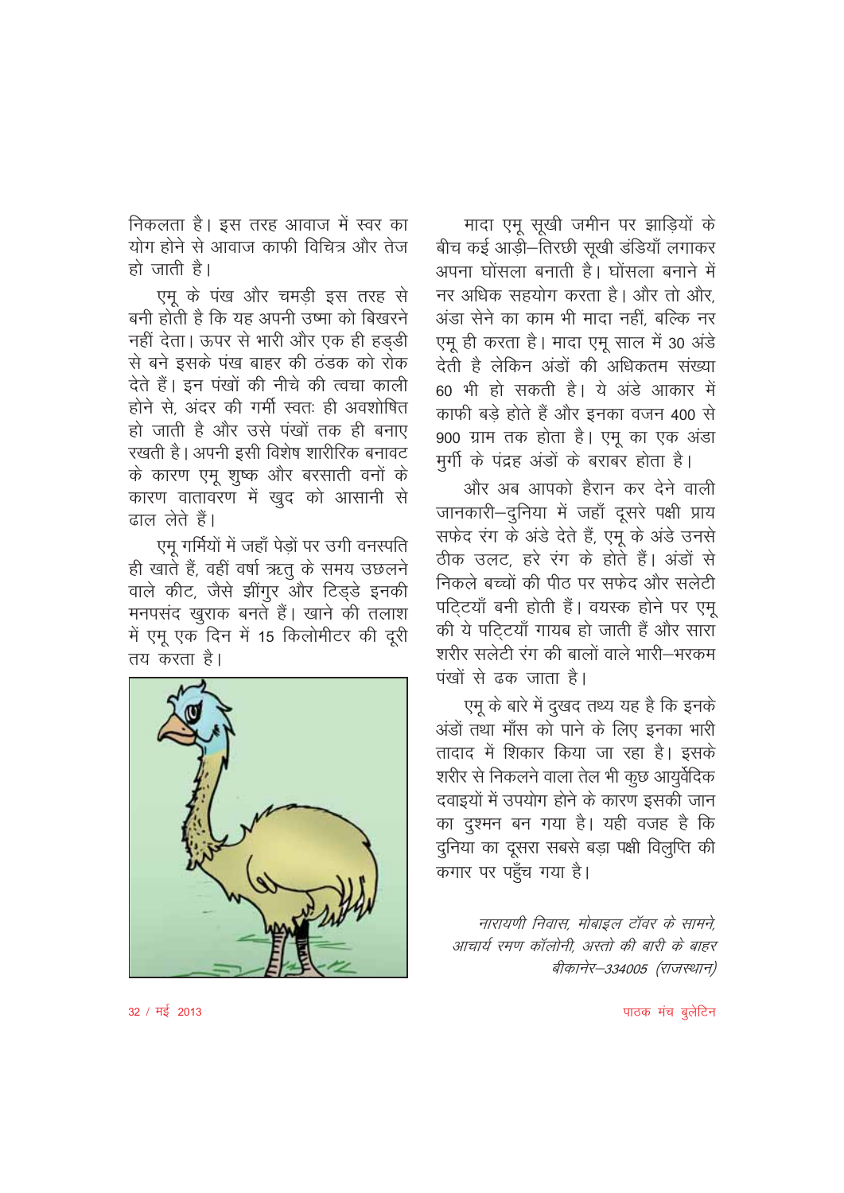निकलता है। इस तरह आवाज में स्वर का योग होने से आवाज काफी विचित्र और तेज हो जाती है।

एमू के पंख और चमड़ी इस तरह से बनी होती है कि यह अपनी उष्मा को बिखरने नहीं देता। ऊपर से भारी और एक ही हड्डी से बने इसके पंख बाहर की ठंडक को रोक देते हैं। इन पंखों की नीचे की त्वचा काली होने से, अंदर की गर्मी स्वतः ही अवशोषित हो जाती है और उसे पंखों तक ही बनाए रखती है। अपनी इसी विशेष शारीरिक बनावट के कारण एमू शुष्क और बरसाती वनों के कारण वातावरण में खुद को आसानी से ढाल लेते हैं।

एमू गर्मियों में जहाँ पेड़ों पर उगी वनस्पति ही खाते हैं, वहीं वर्षा ऋतु के समय उछलने वाले कीट, जैसे झींगुर और टिड्डे इनकी मनपसंद खुराक बनते हैं। खाने की तलाश में एमू एक दिन में 15 किलोमीटर की दूरी तय करता है।

मादा एमू सूखी जमीन पर झाड़ियों के बीच कई आड़ी–तिरछी सूखी डंडियाँ लगाकर अपना घोंसला बनाती है। घोंसला बनाने में नर अधिक सहयोग करता है। और तो और, अंडा सेने का काम भी मादा नहीं, बल्कि नर एमू ही करता है। मादा एमू साल में 30 अंडे देती है लेकिन अंडों की अधिकतम संख्या 60 भी हो सकती है। ये अंडे आकार में काफी बड़े होते हैं और इनका वजन 400 से 900 ग्राम तक होता है। एमू का एक अंडा मुर्गी के पंद्रह अंडों के बराबर होता है।

और अब आपको हैरान कर देने वाली जानकारी–दुनिया में जहाँ दूसरे पक्षी प्राय सफेद रंग के अंडे देते हैं, एमू के अंडे उनसे ठीक उलट, हरे रंग के होते हैं। अंडों से निकले बच्चों की पीठ पर सफेद और सलेटी पट्टियाँ बनी होती हैं। वयस्क होने पर एमू की ये पट्टियाँ गायब हो जाती हैं और सारा शरीर सलेटी रंग की बालों वाले भारी–भरकम पंखों से ढक जाता है।

एमू के बारे में दुखद तथ्य यह है कि इनके अंडों तथा माँस को पाने के लिए इनका भारी तादाद में शिकार किया जा रहा है। इसके शरीर से निकलने वाला तेल भी कुछ आयुर्वेदिक दवाइयों में उपयोग होने के कारण इसकी जान का दुश्मन बन गया है। यही वजह है कि दुनिया का दूसरा सबसे बड़ा पक्षी विलुप्ति की कगार पर पहुँच गया है।

*नारायणी निवास, मोबाइल टॉवर के सामने,*
*आचार्य रमण कॉलोनी, अस्तो की बारी के बाहर*
*बीकानेर–334005 (राजस्थान)*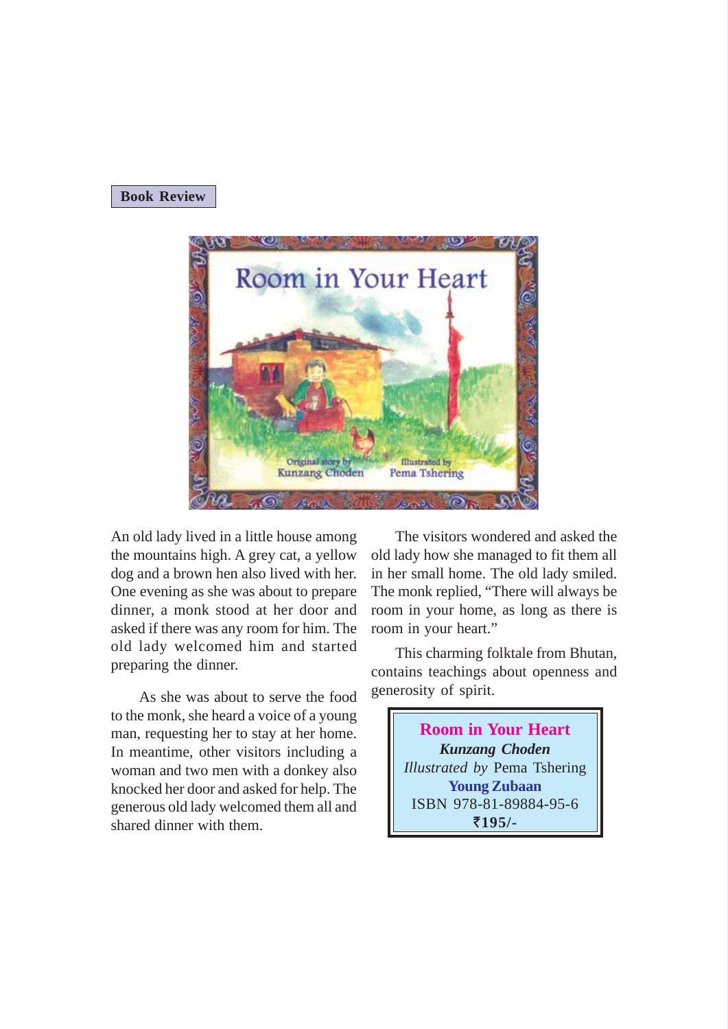## Book Review

An old lady lived in a little house among the mountains high. A grey cat, a yellow dog and a brown hen also lived with her. One evening as she was about to prepare dinner, a monk stood at her door and asked if there was any room for him. The old lady welcomed him and started preparing the dinner.

As she was about to serve the food to the monk, she heard a voice of a young man, requesting her to stay at her home. In meantime, other visitors including a woman and two men with a donkey also knocked her door and asked for help. The generous old lady welcomed them all and shared dinner with them.

The visitors wondered and asked the old lady how she managed to fit them all in her small home. The old lady smiled. The monk replied, "There will always be room in your home, as long as there is room in your heart."

This charming folktale from Bhutan, contains teachings about openness and generosity of spirit.

> **Room in Your Heart**
> ***Kunzang Choden***
> *Illustrated by* Pema Tshering
> **Young Zubaan**
> ISBN 978-81-89884-95-6
> **₹195/-**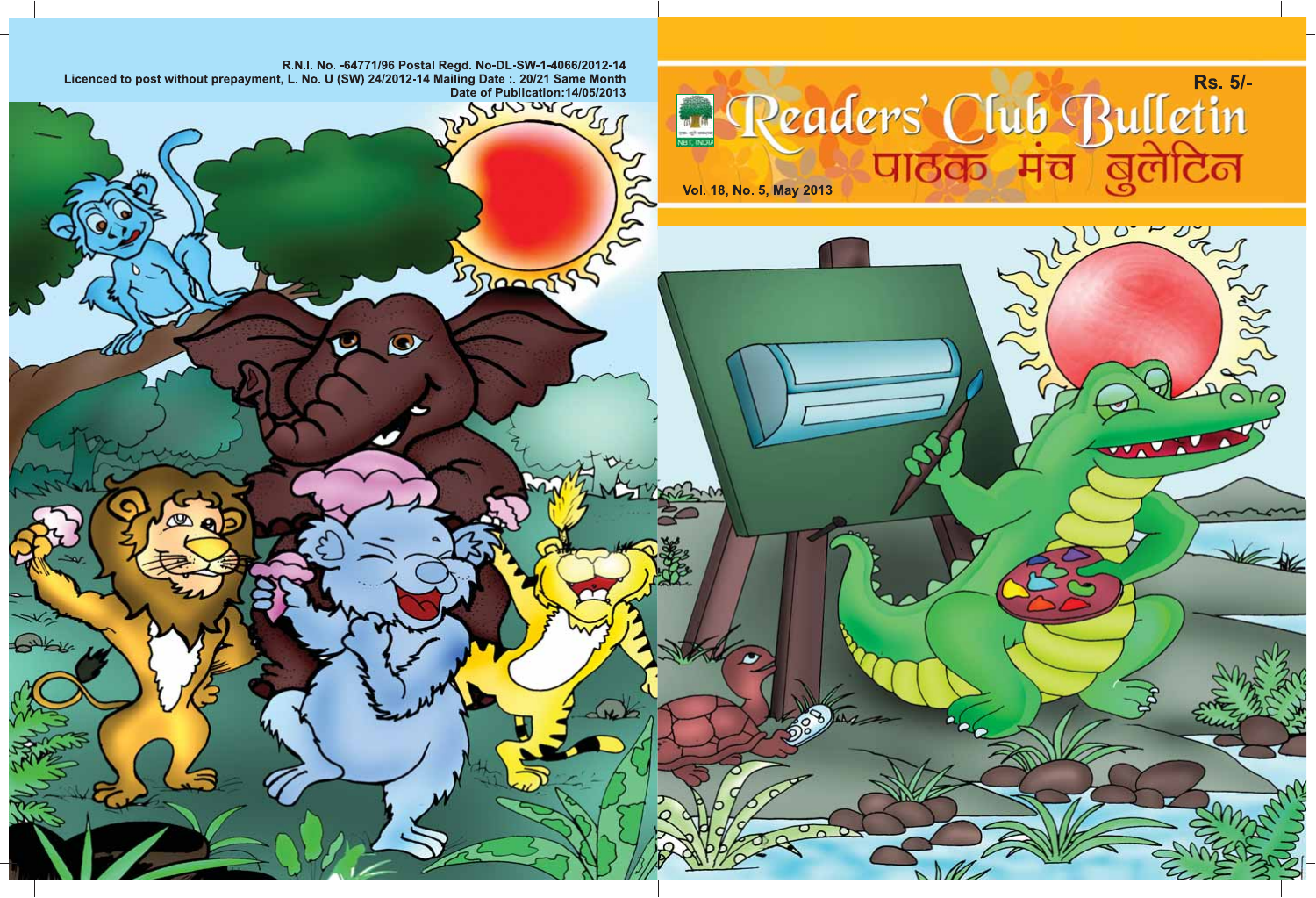R.N.I. No. -64771/96 Postal Regd. No-DL-SW-1-4066/2012-14
Licenced to post without prepayment, L. No. U (SW) 24/2012-14 Mailing Date :. 20/21 Same Month
Date of Publication:14/05/2013

# Readers' Club Bulletin
# पाठक मंच बुलेटिन

Rs. 5/-

Vol. 18, No. 5, May 2013